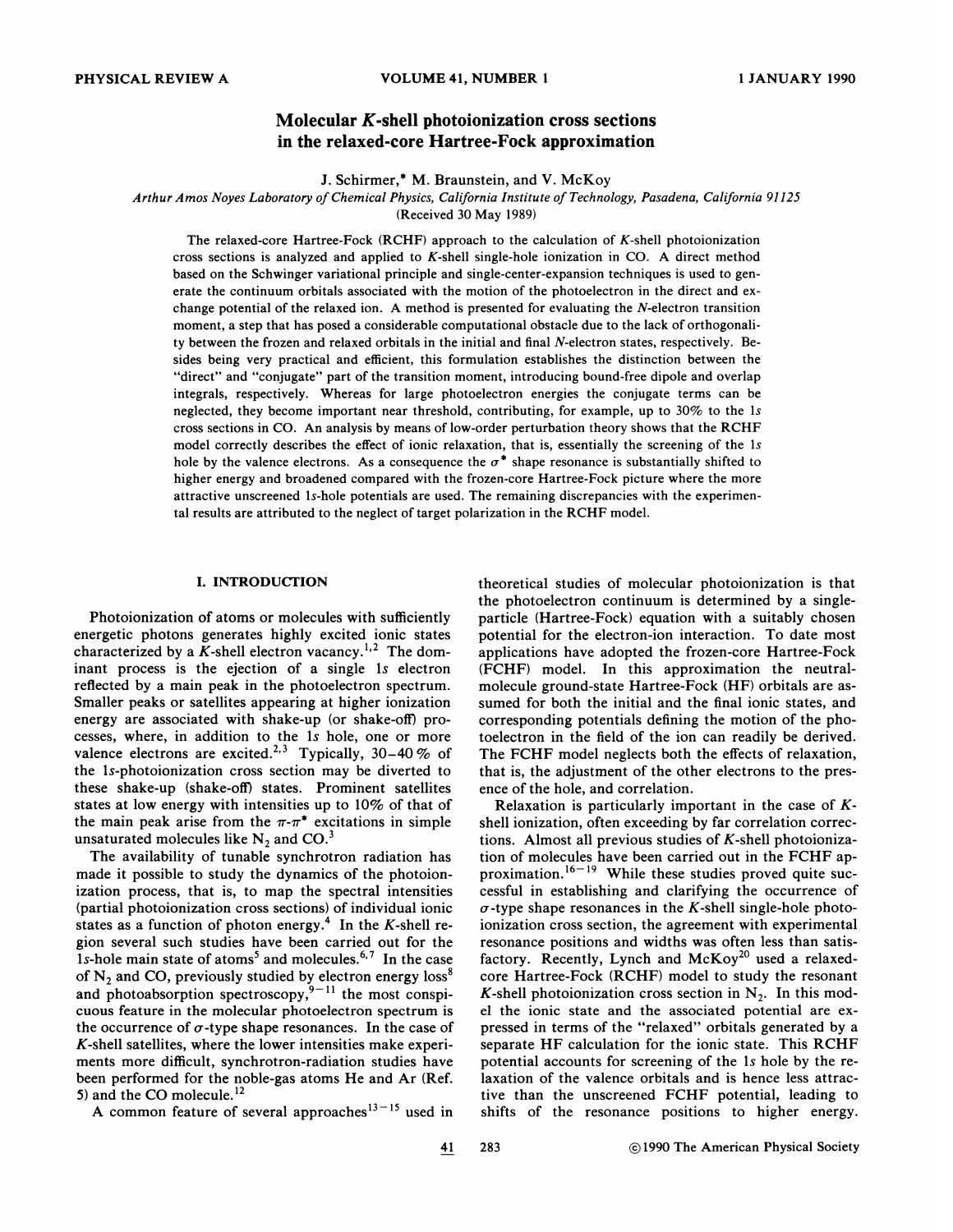# Molecular K-shell photoionization cross sections in the relaxed-core Hartree-Fock approximation

J. Schirmer,* M. Braunstein, and V. McKoy

*Arthur Amos Noyes Laboratory of Chemical Physics, California Institute of Technology, Pasadena, California 91125*

(Received 30 May 1989)

The relaxed-core Hartree-Fock (RCHF) approach to the calculation of K-shell photoionization cross sections is analyzed and applied to K-shell single-hole ionization in CO. A direct method based on the Schwinger variational principle and single-center-expansion techniques is used to generate the continuum orbitals associated with the motion of the photoelectron in the direct and exchange potential of the relaxed ion. A method is presented for evaluating the N-electron transition moment, a step that has posed a considerable computational obstacle due to the lack of orthogonality between the frozen and relaxed orbitals in the initial and final N-electron states, respectively. Besides being very practical and efficient, this formulation establishes the distinction between the "direct" and "conjugate" part of the transition moment, introducing bound-free dipole and overlap integrals, respectively. Whereas for large photoelectron energies the conjugate terms can be neglected, they become important near threshold, contributing, for example, up to 30% to the 1s cross sections in CO. An analysis by means of low-order perturbation theory shows that the RCHF model correctly describes the effect of ionic relaxation, that is, essentially the screening of the 1s hole by the valence electrons. As a consequence the $\sigma^*$ shape resonance is substantially shifted to higher energy and broadened compared with the frozen-core Hartree-Fock picture where the more attractive unscreened 1s-hole potentials are used. The remaining discrepancies with the experimental results are attributed to the neglect of target polarization in the RCHF model.

## I. INTRODUCTION

Photoionization of atoms or molecules with sufficiently energetic photons generates highly excited ionic states characterized by a K-shell electron vacancy.[1,2] The dominant process is the ejection of a single 1s electron reflected by a main peak in the photoelectron spectrum. Smaller peaks or satellites appearing at higher ionization energy are associated with shake-up (or shake-off) processes, where, in addition to the 1s hole, one or more valence electrons are excited.[2,3] Typically, 30–40 % of the 1s-photoionization cross section may be diverted to these shake-up (shake-off) states. Prominent satellites states at low energy with intensities up to 10% of that of the main peak arise from the $\pi$-$\pi^*$ excitations in simple unsaturated molecules like $N_2$ and CO.[3]

The availability of tunable synchrotron radiation has made it possible to study the dynamics of the photoionization process, that is, to map the spectral intensities (partial photoionization cross sections) of individual ionic states as a function of photon energy.[4] In the K-shell region several such studies have been carried out for the 1s-hole main state of atoms[5] and molecules.[6,7] In the case of $N_2$ and CO, previously studied by electron energy loss[8] and photoabsorption spectroscopy,[9–11] the most conspicuous feature in the molecular photoelectron spectrum is the occurrence of $\sigma$-type shape resonances. In the case of K-shell satellites, where the lower intensities make experiments more difficult, synchrotron-radiation studies have been performed for the noble-gas atoms He and Ar (Ref. 5) and the CO molecule.[12]

A common feature of several approaches[13–15] used in theoretical studies of molecular photoionization is that the photoelectron continuum is determined by a single-particle (Hartree-Fock) equation with a suitably chosen potential for the electron-ion interaction. To date most applications have adopted the frozen-core Hartree-Fock (FCHF) model. In this approximation the neutral-molecule ground-state Hartree-Fock (HF) orbitals are assumed for both the initial and the final ionic states, and corresponding potentials defining the motion of the photoelectron in the field of the ion can readily be derived. The FCHF model neglects both the effects of relaxation, that is, the adjustment of the other electrons to the presence of the hole, and correlation.

Relaxation is particularly important in the case of K-shell ionization, often exceeding by far correlation corrections. Almost all previous studies of K-shell photoionization of molecules have been carried out in the FCHF approximation.[16–19] While these studies proved quite successful in establishing and clarifying the occurrence of $\sigma$-type shape resonances in the K-shell single-hole photoionization cross section, the agreement with experimental resonance positions and widths was often less than satisfactory. Recently, Lynch and McKoy[20] used a relaxed-core Hartree-Fock (RCHF) model to study the resonant K-shell photoionization cross section in $N_2$. In this model the ionic state and the associated potential are expressed in terms of the "relaxed" orbitals generated by a separate HF calculation for the ionic state. This RCHF potential accounts for screening of the 1s hole by the relaxation of the valence orbitals and is hence less attractive than the unscreened FCHF potential, leading to shifts of the resonance positions to higher energy.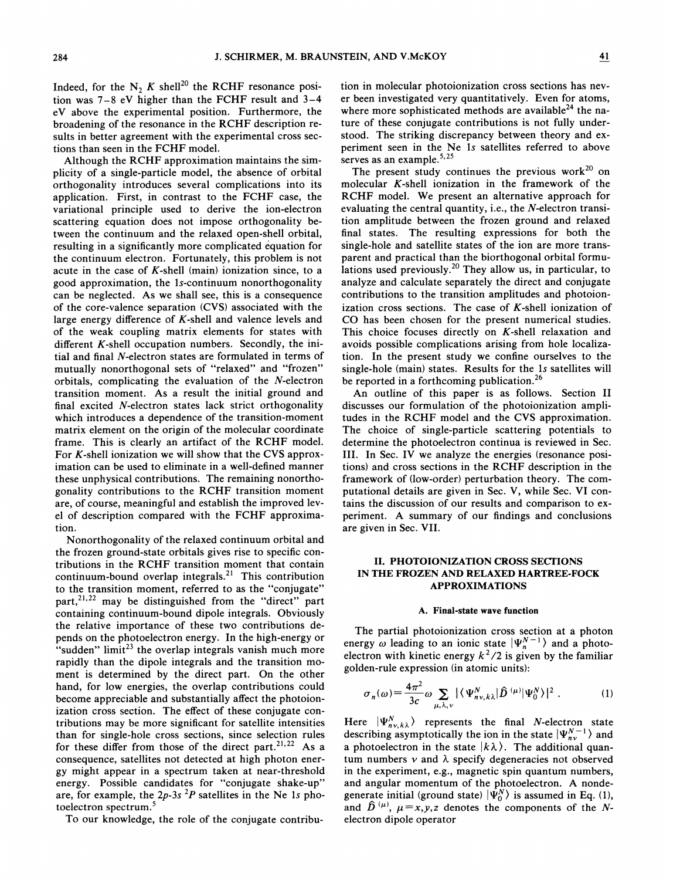Indeed, for the $N_2$ $K$ shell[20] the RCHF resonance position was 7–8 eV higher than the FCHF result and 3–4 eV above the experimental position. Furthermore, the broadening of the resonance in the RCHF description results in better agreement with the experimental cross sections than seen in the FCHF model.

Although the RCHF approximation maintains the simplicity of a single-particle model, the absence of orbital orthogonality introduces several complications into its application. First, in contrast to the FCHF case, the variational principle used to derive the ion-electron scattering equation does not impose orthogonality between the continuum and the relaxed open-shell orbital, resulting in a significantly more complicated equation for the continuum electron. Fortunately, this problem is not acute in the case of $K$-shell (main) ionization since, to a good approximation, the 1s-continuum nonorthogonality can be neglected. As we shall see, this is a consequence of the core-valence separation (CVS) associated with the large energy difference of $K$-shell and valence levels and of the weak coupling matrix elements for states with different $K$-shell occupation numbers. Secondly, the initial and final $N$-electron states are formulated in terms of mutually nonorthogonal sets of "relaxed" and "frozen" orbitals, complicating the evaluation of the $N$-electron transition moment. As a result the initial ground and final excited $N$-electron states lack strict orthogonality which introduces a dependence of the transition-moment matrix element on the origin of the molecular coordinate frame. This is clearly an artifact of the RCHF model. For $K$-shell ionization we will show that the CVS approximation can be used to eliminate in a well-defined manner these unphysical contributions. The remaining nonorthogonality contributions to the RCHF transition moment are, of course, meaningful and establish the improved level of description compared with the FCHF approximation.

Nonorthogonality of the relaxed continuum orbital and the frozen ground-state orbitals gives rise to specific contributions in the RCHF transition moment that contain continuum-bound overlap integrals.[21] This contribution to the transition moment, referred to as the "conjugate" part,[21,22] may be distinguished from the "direct" part containing continuum-bound dipole integrals. Obviously the relative importance of these two contributions depends on the photoelectron energy. In the high-energy or "sudden" limit[23] the overlap integrals vanish much more rapidly than the dipole integrals and the transition moment is determined by the direct part. On the other hand, for low energies, the overlap contributions could become appreciable and substantially affect the photoionization cross section. The effect of these conjugate contributions may be more significant for satellite intensities than for single-hole cross sections, since selection rules for these differ from those of the direct part.[21,22] As a consequence, satellites not detected at high photon energy might appear in a spectrum taken at near-threshold energy. Possible candidates for "conjugate shake-up" are, for example, the $2p$-$3s$ $^2P$ satellites in the Ne 1s photoelectron spectrum.[5]

To our knowledge, the role of the conjugate contribution in molecular photoionization cross sections has never been investigated very quantitatively. Even for atoms, where more sophisticated methods are available[24] the nature of these conjugate contributions is not fully understood. The striking discrepancy between theory and experiment seen in the Ne 1s satellites referred to above serves as an example.[5,25]

The present study continues the previous work[20] on molecular $K$-shell ionization in the framework of the RCHF model. We present an alternative approach for evaluating the central quantity, i.e., the $N$-electron transition amplitude between the frozen ground and relaxed final states. The resulting expressions for both the single-hole and satellite states of the ion are more transparent and practical than the biorthogonal orbital formulations used previously.[20] They allow us, in particular, to analyze and calculate separately the direct and conjugate contributions to the transition amplitudes and photoionization cross sections. The case of $K$-shell ionization of CO has been chosen for the present numerical studies. This choice focuses directly on $K$-shell relaxation and avoids possible complications arising from hole localization. In the present study we confine ourselves to the single-hole (main) states. Results for the 1s satellites will be reported in a forthcoming publication.[26]

An outline of this paper is as follows. Section II discusses our formulation of the photoionization amplitudes in the RCHF model and the CVS approximation. The choice of single-particle scattering potentials to determine the photoelectron continua is reviewed in Sec. III. In Sec. IV we analyze the energies (resonance positions) and cross sections in the RCHF description in the framework of (low-order) perturbation theory. The computational details are given in Sec. V, while Sec. VI contains the discussion of our results and comparison to experiment. A summary of our findings and conclusions are given in Sec. VII.

## II. PHOTOIONIZATION CROSS SECTIONS IN THE FROZEN AND RELAXED HARTREE-FOCK APPROXIMATIONS

### A. Final-state wave function

The partial photoionization cross section at a photon energy $\omega$ leading to an ionic state $|\Psi_n^{N-1}\rangle$ and a photoelectron with kinetic energy $k^2/2$ is given by the familiar golden-rule expression (in atomic units):

$$\sigma_n(\omega)=\frac{4\pi^2}{3c}\omega\sum_{\mu,\lambda,\nu}|\langle\Psi_{n\nu,k\lambda}^N|\hat{D}^{(\mu)}|\Psi_0^N\rangle|^2 \, . \tag{1}$$

Here $|\Psi_{n\nu,k\lambda}^N\rangle$ represents the final $N$-electron state describing asymptotically the ion in the state $|\Psi_{n\nu}^{N-1}\rangle$ and a photoelectron in the state $|k\lambda\rangle$. The additional quantum numbers $\nu$ and $\lambda$ specify degeneracies not observed in the experiment, e.g., magnetic spin quantum numbers, and angular momentum of the photoelectron. A nondegenerate initial (ground state) $|\Psi_0^N\rangle$ is assumed in Eq. (1), and $\hat{D}^{(\mu)}$, $\mu=x,y,z$ denotes the components of the $N$-electron dipole operator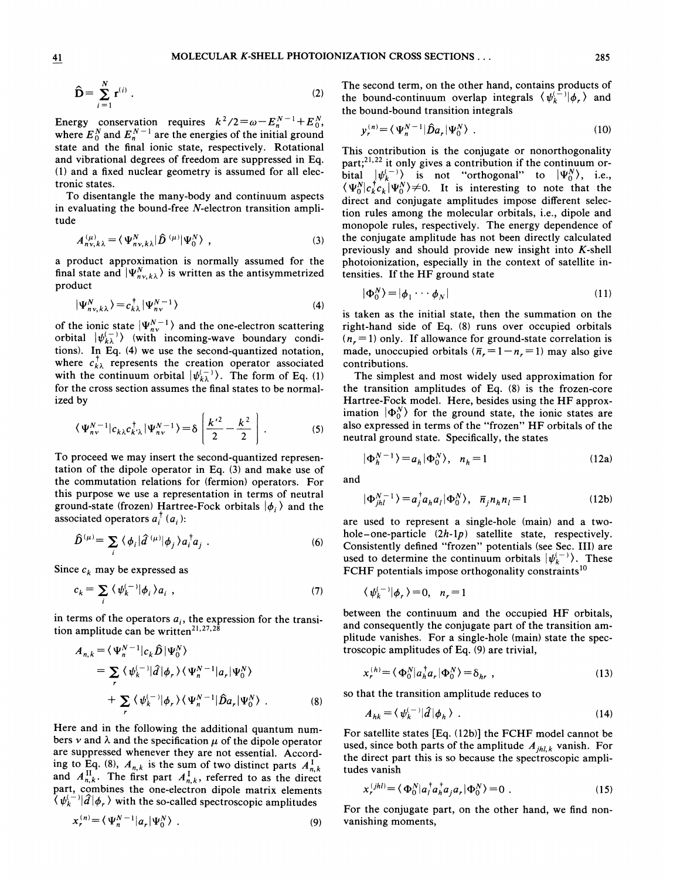$$\hat{\mathbf{D}} = \sum_{i=1}^{N} \mathbf{r}^{(i)} . \tag{2}$$

Energy conservation requires $k^2/2 = \omega - E_n^{N-1} + E_0^N$, where $E_0^N$ and $E_n^{N-1}$ are the energies of the initial ground state and the final ionic state, respectively. Rotational and vibrational degrees of freedom are suppressed in Eq. (1) and a fixed nuclear geometry is assumed for all electronic states.

To disentangle the many-body and continuum aspects in evaluating the bound-free $N$-electron transition amplitude

$$A_{n\nu,k\lambda}^{(\mu)} = \langle \Psi_{n\nu,k\lambda}^N | \hat{D}^{(\mu)} | \Psi_0^N \rangle , \tag{3}$$

a product approximation is normally assumed for the final state and $|\Psi_{n\nu,k\lambda}^N\rangle$ is written as the antisymmetrized product

$$|\Psi_{n\nu,k\lambda}^N\rangle = c_{k\lambda}^\dagger |\Psi_{n\nu}^{N-1}\rangle \tag{4}$$

of the ionic state $|\Psi_{n\nu}^{N-1}\rangle$ and the one-electron scattering orbital $|\psi_{k\lambda}^{(-)}\rangle$ (with incoming-wave boundary conditions). In Eq. (4) we use the second-quantized notation, where $c_{k\lambda}^\dagger$ represents the creation operator associated with the continuum orbital $|\psi_{k\lambda}^{(-)}\rangle$. The form of Eq. (1) for the cross section assumes the final states to be normalized by

$$\langle \Psi_{n\nu}^{N-1} | c_{k\lambda} c_{k'\lambda}^\dagger | \Psi_{n\nu}^{N-1} \rangle = \delta \left[ \frac{k'^2}{2} - \frac{k^2}{2} \right] . \tag{5}$$

To proceed we may insert the second-quantized representation of the dipole operator in Eq. (3) and make use of the commutation relations for (fermion) operators. For this purpose we use a representation in terms of neutral ground-state (frozen) Hartree-Fock orbitals $|\phi_i\rangle$ and the associated operators $a_i^\dagger$ ($a_i$):

$$\hat{D}^{(\mu)} = \sum_i \langle \phi_i | \hat{d}^{(\mu)} | \phi_j \rangle a_i^\dagger a_j . \tag{6}$$

Since $c_k$ may be expressed as

$$c_k = \sum_i \langle \psi_k^{(-)} | \phi_i \rangle a_i , \tag{7}$$

in terms of the operators $a_i$, the expression for the transition amplitude can be written[21,27,28]

$$\begin{aligned} A_{n,k} &= \langle \Psi_n^{N-1} | c_k \hat{D} | \Psi_0^N \rangle \\ &= \sum_r \langle \psi_k^{(-)} | \hat{d} | \phi_r \rangle \langle \Psi_n^{N-1} | a_r | \Psi_0^N \rangle \\ &\quad + \sum_r \langle \psi_k^{(-)} | \phi_r \rangle \langle \Psi_n^{N-1} | \hat{D} a_r | \Psi_0^N \rangle . \end{aligned} \tag{8}$$

Here and in the following the additional quantum numbers $\nu$ and $\lambda$ and the specification $\mu$ of the dipole operator are suppressed whenever they are not essential. According to Eq. (8), $A_{n,k}$ is the sum of two distinct parts $A_{n,k}^{\mathrm{I}}$ and $A_{n,k}^{\mathrm{II}}$. The first part $A_{n,k}^{\mathrm{I}}$, referred to as the direct part, combines the one-electron dipole matrix elements $\langle \psi_k^{(-)} | \hat{d} | \phi_r \rangle$ with the so-called spectroscopic amplitudes

$$x_r^{(n)} = \langle \Psi_n^{N-1} | a_r | \Psi_0^N \rangle . \tag{9}$$

The second term, on the other hand, contains products of the bound-continuum overlap integrals $\langle \psi_k^{(-)} | \phi_r \rangle$ and the bound-bound transition integrals

$$y_r^{(n)} = \langle \Psi_n^{N-1} | \hat{D} a_r | \Psi_0^N \rangle . \tag{10}$$

This contribution is the conjugate or nonorthogonality part;[21,22] it only gives a contribution if the continuum orbital $|\psi_k^{(-)}\rangle$ is not "orthogonal" to $|\Psi_0^N\rangle$, i.e., $\langle \Psi_0^N | c_k^\dagger c_k | \Psi_0^N \rangle \neq 0$. It is interesting to note that the direct and conjugate amplitudes impose different selection rules among the molecular orbitals, i.e., dipole and monopole rules, respectively. The energy dependence of the conjugate amplitude has not been directly calculated previously and should provide new insight into $K$-shell photoionization, especially in the context of satellite intensities. If the HF ground state

$$|\Phi_0^N\rangle = |\phi_1 \cdots \phi_N| \tag{11}$$

is taken as the initial state, then the summation on the right-hand side of Eq. (8) runs over occupied orbitals ($n_r = 1$) only. If allowance for ground-state correlation is made, unoccupied orbitals ($\bar{n}_r = 1 - n_r = 1$) may also give contributions.

The simplest and most widely used approximation for the transition amplitudes of Eq. (8) is the frozen-core Hartree-Fock model. Here, besides using the HF approximation $|\Phi_0^N\rangle$ for the ground state, the ionic states are also expressed in terms of the "frozen" HF orbitals of the neutral ground state. Specifically, the states

$$|\Phi_h^{N-1}\rangle = a_h |\Phi_0^N\rangle, \quad n_h = 1 \tag{12a}$$

and

$$|\Phi_{jhl}^{N-1}\rangle = a_j^\dagger a_h a_l |\Phi_0^N\rangle, \quad \bar{n}_j n_h n_l = 1 \tag{12b}$$

are used to represent a single-hole (main) and a two-hole–one-particle ($2h$-$1p$) satellite state, respectively. Consistently defined "frozen" potentials (see Sec. III) are used to determine the continuum orbitals $|\psi_k^{(-)}\rangle$. These FCHF potentials impose orthogonality constraints[10]

$$\langle \psi_k^{(-)} | \phi_r \rangle = 0, \quad n_r = 1$$

between the continuum and the occupied HF orbitals, and consequently the conjugate part of the transition amplitude vanishes. For a single-hole (main) state the spectroscopic amplitudes of Eq. (9) are trivial,

$$x_r^{(h)} = \langle \Phi_0^N | a_h^\dagger a_r | \Phi_0^N \rangle = \delta_{hr} , \tag{13}$$

so that the transition amplitude reduces to

$$A_{hk} = \langle \psi_k^{(-)} | \hat{d} | \phi_h \rangle . \tag{14}$$

For satellite states [Eq. (12b)] the FCHF model cannot be used, since both parts of the amplitude $A_{jhl,k}$ vanish. For the direct part this is so because the spectroscopic amplitudes vanish

$$x_r^{(jhl)} = \langle \Phi_0^N | a_l^\dagger a_h^\dagger a_j a_r | \Phi_0^N \rangle = 0 . \tag{15}$$

For the conjugate part, on the other hand, we find nonvanishing moments,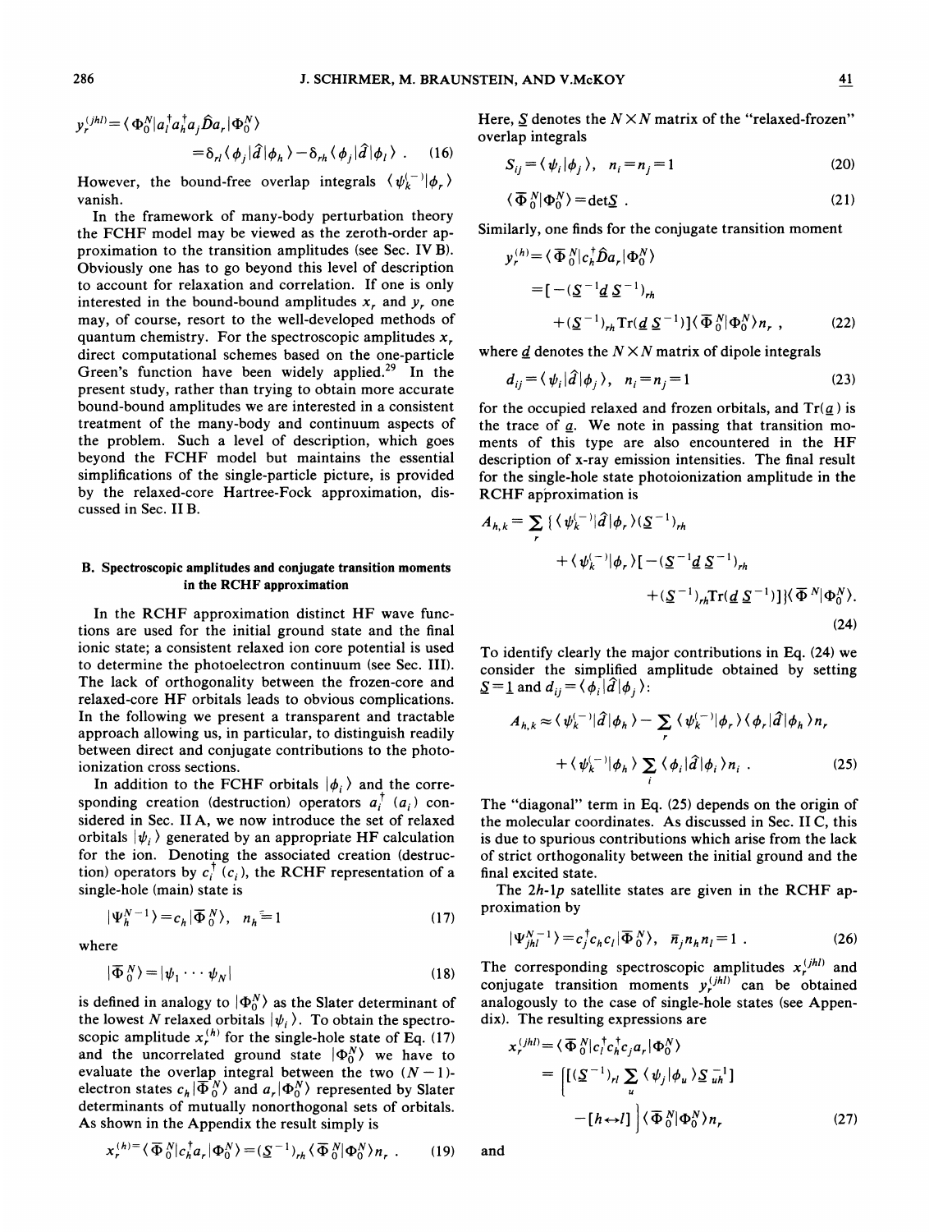$$y_r^{(jhl)} = \langle \Phi_0^N | a_l^\dagger a_h^\dagger a_j \hat{D} a_r | \Phi_0^N \rangle$$

$$= \delta_{rl} \langle \phi_j | \hat{d} | \phi_h \rangle - \delta_{rh} \langle \phi_j | \hat{d} | \phi_l \rangle \ . \quad (16)$$

However, the bound-free overlap integrals $\langle \psi_k^{(-)} | \phi_r \rangle$ vanish.

In the framework of many-body perturbation theory the FCHF model may be viewed as the zeroth-order approximation to the transition amplitudes (see Sec. IV B). Obviously one has to go beyond this level of description to account for relaxation and correlation. If one is only interested in the bound-bound amplitudes $x_r$ and $y_r$ one may, of course, resort to the well-developed methods of quantum chemistry. For the spectroscopic amplitudes $x_r$ direct computational schemes based on the one-particle Green's function have been widely applied.[29] In the present study, rather than trying to obtain more accurate bound-bound amplitudes we are interested in a consistent treatment of the many-body and continuum aspects of the problem. Such a level of description, which goes beyond the FCHF model but maintains the essential simplifications of the single-particle picture, is provided by the relaxed-core Hartree-Fock approximation, discussed in Sec. II B.

## B. Spectroscopic amplitudes and conjugate transition moments in the RCHF approximation

In the RCHF approximation distinct HF wave functions are used for the initial ground state and the final ionic state; a consistent relaxed ion core potential is used to determine the photoelectron continuum (see Sec. III). The lack of orthogonality between the frozen-core and relaxed-core HF orbitals leads to obvious complications. In the following we present a transparent and tractable approach allowing us, in particular, to distinguish readily between direct and conjugate contributions to the photoionization cross sections.

In addition to the FCHF orbitals $|\phi_i\rangle$ and the corresponding creation (destruction) operators $a_i^\dagger$ $(a_i)$ considered in Sec. II A, we now introduce the set of relaxed orbitals $|\psi_i\rangle$ generated by an appropriate HF calculation for the ion. Denoting the associated creation (destruction) operators by $c_i^\dagger$ $(c_i)$, the RCHF representation of a single-hole (main) state is

$$|\Psi_h^{N-1}\rangle = c_h |\overline{\Phi}_0^N\rangle, \quad n_h = 1 \quad (17)$$

where

$$|\overline{\Phi}_0^N\rangle = |\psi_1 \cdots \psi_N| \quad (18)$$

is defined in analogy to $|\Phi_0^N\rangle$ as the Slater determinant of the lowest $N$ relaxed orbitals $|\psi_i\rangle$. To obtain the spectroscopic amplitude $x_r^{(h)}$ for the single-hole state of Eq. (17) and the uncorrelated ground state $|\Phi_0^N\rangle$ we have to evaluate the overlap integral between the two $(N-1)$-electron states $c_h|\overline{\Phi}_0^N\rangle$ and $a_r|\Phi_0^N\rangle$ represented by Slater determinants of mutually nonorthogonal sets of orbitals. As shown in the Appendix the result simply is

$$x_r^{(h)} = \langle \overline{\Phi}_0^N | c_h^\dagger a_r | \Phi_0^N \rangle = (\underline{S}^{-1})_{rh} \langle \overline{\Phi}_0^N | \Phi_0^N \rangle n_r \ . \quad (19)$$

Here, $\underline{S}$ denotes the $N \times N$ matrix of the "relaxed-frozen" overlap integrals

$$S_{ij} = \langle \psi_i | \phi_j \rangle, \quad n_i = n_j = 1 \quad (20)$$

$$\langle \overline{\Phi}_0^N | \Phi_0^N \rangle = \det \underline{S} \ . \quad (21)$$

Similarly, one finds for the conjugate transition moment

$$y_r^{(h)} = \langle \overline{\Phi}_0^N | c_h^\dagger \hat{D} a_r | \Phi_0^N \rangle$$

$$= [ -(\underline{S}^{-1} \underline{d}\, \underline{S}^{-1})_{rh} + (\underline{S}^{-1})_{rh} \mathrm{Tr}(\underline{d}\, \underline{S}^{-1}) ] \langle \overline{\Phi}_0^N | \Phi_0^N \rangle n_r \ , \quad (22)$$

where $\underline{d}$ denotes the $N \times N$ matrix of dipole integrals

$$d_{ij} = \langle \psi_i | \hat{d} | \phi_j \rangle, \quad n_i = n_j = 1 \quad (23)$$

for the occupied relaxed and frozen orbitals, and $\mathrm{Tr}(\underline{a})$ is the trace of $\underline{a}$. We note in passing that transition moments of this type are also encountered in the HF description of x-ray emission intensities. The final result for the single-hole state photoionization amplitude in the RCHF approximation is

$$A_{h,k} = \sum_r \{ \langle \psi_k^{(-)} | \hat{d} | \phi_r \rangle (\underline{S}^{-1})_{rh} + \langle \psi_k^{(-)} | \phi_r \rangle [ -(\underline{S}^{-1} \underline{d}\, \underline{S}^{-1})_{rh} + (\underline{S}^{-1})_{rh} \mathrm{Tr}(\underline{d}\, \underline{S}^{-1}) ] \} \langle \overline{\Phi}^N | \Phi_0^N \rangle . \quad (24)$$

To identify clearly the major contributions in Eq. (24) we consider the simplified amplitude obtained by setting $\underline{S} = \underline{1}$ and $d_{ij} = \langle \phi_i | \hat{d} | \phi_j \rangle$:

$$A_{h,k} \approx \langle \psi_k^{(-)} | \hat{d} | \phi_h \rangle - \sum_r \langle \psi_k^{(-)} | \phi_r \rangle \langle \phi_r | \hat{d} | \phi_h \rangle n_r + \langle \psi_k^{(-)} | \phi_h \rangle \sum_i \langle \phi_i | \hat{d} | \phi_i \rangle n_i \ . \quad (25)$$

The "diagonal" term in Eq. (25) depends on the origin of the molecular coordinates. As discussed in Sec. II C, this is due to spurious contributions which arise from the lack of strict orthogonality between the initial ground and the final excited state.

The $2h$-$1p$ satellite states are given in the RCHF approximation by

$$|\Psi_{jhl}^{N-1}\rangle = c_j^\dagger c_h c_l |\overline{\Phi}_0^N\rangle, \quad \overline{n}_j n_h n_l = 1 \ . \quad (26)$$

The corresponding spectroscopic amplitudes $x_r^{(jhl)}$ and conjugate transition moments $y_r^{(jhl)}$ can be obtained analogously to the case of single-hole states (see Appendix). The resulting expressions are

$$x_r^{(jhl)} = \langle \overline{\Phi}_0^N | c_l^\dagger c_h^\dagger c_j a_r | \Phi_0^N \rangle$$

$$= \left[ [ (\underline{S}^{-1})_{rl} \sum_u \langle \psi_j | \phi_u \rangle \underline{S}_{uh}^{-1} ] - [h \leftrightarrow l] \right] \langle \overline{\Phi}_0^N | \Phi_0^N \rangle n_r \quad (27)$$

and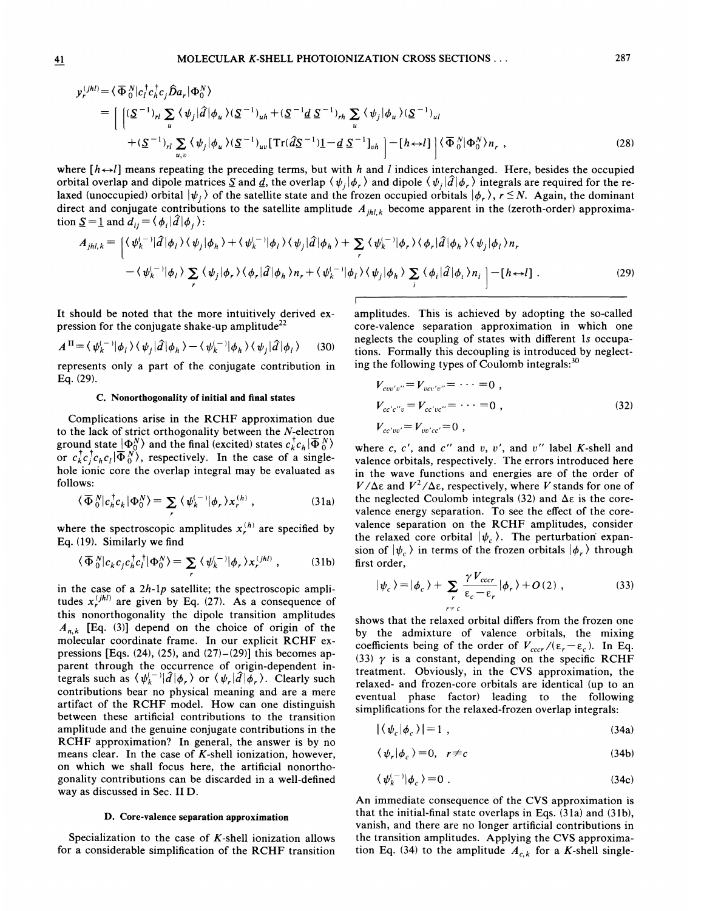$$y_r^{(jhl)} = \langle \overline{\Phi}_0^N | c_l^\dagger c_h^\dagger c_j \hat{D} a_r | \Phi_0^N \rangle$$

$$= \Bigg[ \Bigg[ (\underline{S}^{-1})_{rl} \sum_u \langle \psi_j | \hat{d} | \phi_u \rangle (\underline{S}^{-1})_{uh} + (\underline{S}^{-1} \underline{d}\, \underline{S}^{-1})_{rh} \sum_u \langle \psi_j | \phi_u \rangle (\underline{S}^{-1})_{ul}$$

$$+ (\underline{S}^{-1})_{rl} \sum_{u,v} \langle \psi_j | \phi_u \rangle (\underline{S}^{-1})_{uv} [\mathrm{Tr}(\hat{d} \underline{S}^{-1}) \underline{1} - \underline{d}\, \underline{S}^{-1}]_{vh} \Bigg] - [h \leftrightarrow l] \Bigg] \langle \overline{\Phi}_0^N | \Phi_0^N \rangle n_r \; , \tag{28}$$

where $[h \leftrightarrow l]$ means repeating the preceding terms, but with $h$ and $l$ indices interchanged. Here, besides the occupied orbital overlap and dipole matrices $\underline{S}$ and $\underline{d}$, the overlap $\langle \psi_j | \phi_r \rangle$ and dipole $\langle \psi_j | \hat{d} | \phi_r \rangle$ integrals are required for the relaxed (unoccupied) orbital $|\psi_j\rangle$ of the satellite state and the frozen occupied orbitals $|\phi_r\rangle$, $r \le N$. Again, the dominant direct and conjugate contributions to the satellite amplitude $A_{jhl,k}$ become apparent in the (zeroth-order) approximation $\underline{S} = \underline{1}$ and $d_{ij} = \langle \phi_i | \hat{d} | \phi_j \rangle$:

$$A_{jhl,k} = \Bigg[ \langle \psi_k^{(-)} | \hat{d} | \phi_l \rangle \langle \psi_j | \phi_h \rangle + \langle \psi_k^{(-)} | \phi_l \rangle \langle \psi_j | \hat{d} | \phi_h \rangle + \sum_r \langle \psi_k^{(-)} | \phi_r \rangle \langle \phi_r | \hat{d} | \phi_h \rangle \langle \psi_j | \phi_l \rangle n_r$$

$$- \langle \psi_k^{(-)} | \phi_l \rangle \sum_r \langle \psi_j | \phi_r \rangle \langle \phi_r | \hat{d} | \phi_h \rangle n_r + \langle \psi_k^{(-)} | \phi_l \rangle \langle \psi_j | \phi_h \rangle \sum_i \langle \phi_i | \hat{d} | \phi_i \rangle n_i \Bigg] - [h \leftrightarrow l] \; . \tag{29}$$

It should be noted that the more intuitively derived expression for the conjugate shake-up amplitude[22]

$$A^{\mathrm{II}} = \langle \psi_k^{(-)} | \phi_l \rangle \langle \psi_j | \hat{d} | \phi_h \rangle - \langle \psi_k^{(-)} | \phi_h \rangle \langle \psi_j | \hat{d} | \phi_l \rangle \tag{30}$$

represents only a part of the conjugate contribution in Eq. (29).

### C. Nonorthogonality of initial and final states

Complications arise in the RCHF approximation due to the lack of strict orthogonality between the $N$-electron ground state $|\Phi_0^N\rangle$ and the final (excited) states $c_k^\dagger c_h |\overline{\Phi}_0^N\rangle$ or $c_k^\dagger c_j^\dagger c_h c_l |\overline{\Phi}_0^N\rangle$, respectively. In the case of a single-hole ionic core the overlap integral may be evaluated as follows:

$$\langle \overline{\Phi}_0^N | c_h^\dagger c_k | \Phi_0^N \rangle = \sum_r \langle \psi_k^{(-)} | \phi_r \rangle x_r^{(h)} \; , \tag{31a}$$

where the spectroscopic amplitudes $x_r^{(h)}$ are specified by Eq. (19). Similarly we find

$$\langle \overline{\Phi}_0^N | c_k c_j c_h^\dagger c_l^\dagger | \Phi_0^N \rangle = \sum_r \langle \psi_k^{(-)} | \phi_r \rangle x_r^{(jhl)} \; , \tag{31b}$$

in the case of a $2h$-$1p$ satellite; the spectroscopic amplitudes $x_r^{(jhl)}$ are given by Eq. (27). As a consequence of this nonorthogonality the dipole transition amplitudes $A_{n,k}$ [Eq. (3)] depend on the choice of origin of the molecular coordinate frame. In our explicit RCHF expressions [Eqs. (24), (25), and (27)–(29)] this becomes apparent through the occurrence of origin-dependent integrals such as $\langle \psi_k^{(-)} | \hat{d} | \phi_r \rangle$ or $\langle \psi_r | \hat{d} | \phi_r \rangle$. Clearly such contributions bear no physical meaning and are a mere artifact of the RCHF model. How can one distinguish between these artificial contributions to the transition amplitude and the genuine conjugate contributions in the RCHF approximation? In general, the answer is by no means clear. In the case of $K$-shell ionization, however, on which we shall focus here, the artificial nonorthogonality contributions can be discarded in a well-defined way as discussed in Sec. II D.

### D. Core-valence separation approximation

Specialization to the case of $K$-shell ionization allows for a considerable simplification of the RCHF transition amplitudes. This is achieved by adopting the so-called core-valence separation approximation in which one neglects the coupling of states with different 1$s$ occupations. Formally this decoupling is introduced by neglecting the following types of Coulomb integrals:[30]

$$V_{cvv'v''} = V_{vcv'v''} = \cdots = 0 \; ,$$

$$V_{cc'c''v} = V_{cc'vc''} = \cdots = 0 \; , \tag{32}$$

$$V_{cc'vv'} = V_{vv'cc'} = 0 \; ,$$

where $c$, $c'$, and $c''$ and $v$, $v'$, and $v''$ label $K$-shell and valence orbitals, respectively. The errors introduced here in the wave functions and energies are of the order of $V/\Delta\varepsilon$ and $V^2/\Delta\varepsilon$, respectively, where $V$ stands for one of the neglected Coulomb integrals (32) and $\Delta\varepsilon$ is the core-valence energy separation. To see the effect of the core-valence separation on the RCHF amplitudes, consider the relaxed core orbital $|\psi_c\rangle$. The perturbation expansion of $|\psi_c\rangle$ in terms of the frozen orbitals $|\phi_r\rangle$ through first order,

$$|\psi_c\rangle = |\phi_c\rangle + \sum_{\substack{r \\ r \ne c}} \frac{\gamma V_{cccr}}{\varepsilon_c - \varepsilon_r} |\phi_r\rangle + O(2) \; , \tag{33}$$

shows that the relaxed orbital differs from the frozen one by the admixture of valence orbitals, the mixing coefficients being of the order of $V_{cccr}/(\varepsilon_r - \varepsilon_c)$. In Eq. (33) $\gamma$ is a constant, depending on the specific RCHF treatment. Obviously, in the CVS approximation, the relaxed- and frozen-core orbitals are identical (up to an eventual phase factor) leading to the following simplifications for the relaxed-frozen overlap integrals:

$$|\langle \psi_c | \phi_c \rangle| = 1 \; , \tag{34a}$$

$$\langle \psi_r | \phi_c \rangle = 0, \quad r \ne c \tag{34b}$$

$$\langle \psi_k^{(-)} | \phi_c \rangle = 0 \; . \tag{34c}$$

An immediate consequence of the CVS approximation is that the initial-final state overlaps in Eqs. (31a) and (31b), vanish, and there are no longer artificial contributions in the transition amplitudes. Applying the CVS approximation Eq. (34) to the amplitude $A_{c,k}$ for a $K$-shell single-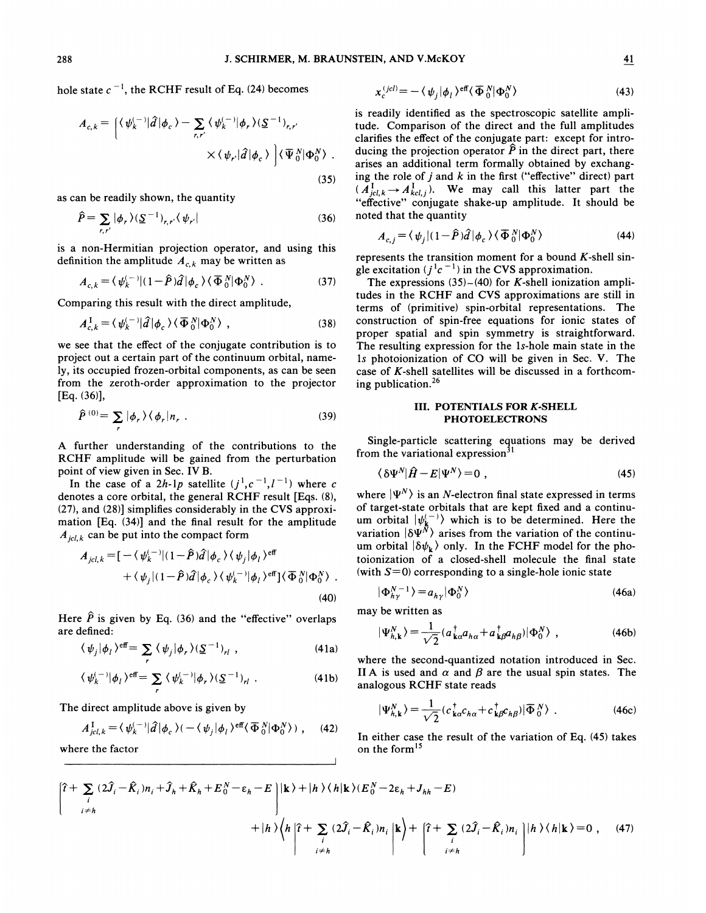hole state $c^{-1}$, the RCHF result of Eq. (24) becomes

$$A_{c,k} = \left[ \langle \psi_k^{(-)} | \hat{d} | \phi_c \rangle - \sum_{r,r'} \langle \psi_k^{(-)} | \phi_r \rangle (\underline{S}^{-1})_{r,r'} \times \langle \psi_{r'} | \hat{d} | \phi_c \rangle \right] \langle \overline{\Psi}_0^N | \Phi_0^N \rangle \; . \tag{35}$$

as can be readily shown, the quantity

$$\hat{P} = \sum_{r,r'} | \phi_r \rangle (\underline{S}^{-1})_{r,r'} \langle \psi_{r'} | \tag{36}$$

is a non-Hermitian projection operator, and using this definition the amplitude $A_{c,k}$ may be written as

$$A_{c,k} = \langle \psi_k^{(-)} | (1-\hat{P}) \hat{d} | \phi_c \rangle \langle \overline{\Phi}_0^N | \Phi_0^N \rangle \; . \tag{37}$$

Comparing this result with the direct amplitude,

$$A_{c,k}^{\mathrm{I}} = \langle \psi_k^{(-)} | \hat{d} | \phi_c \rangle \langle \overline{\Phi}_0^N | \Phi_0^N \rangle \; , \tag{38}$$

we see that the effect of the conjugate contribution is to project out a certain part of the continuum orbital, namely, its occupied frozen-orbital components, as can be seen from the zeroth-order approximation to the projector [Eq. (36)],

$$\hat{P}^{(0)} = \sum_r | \phi_r \rangle \langle \phi_r | n_r \; . \tag{39}$$

A further understanding of the contributions to the RCHF amplitude will be gained from the perturbation point of view given in Sec. IV B.

In the case of a $2h$-$1p$ satellite $(j^1, c^{-1}, l^{-1})$ where $c$ denotes a core orbital, the general RCHF result [Eqs. (8), (27), and (28)] simplifies considerably in the CVS approximation [Eq. (34)] and the final result for the amplitude $A_{jcl,k}$ can be put into the compact form

$$A_{jcl,k} = [ -\langle \psi_k^{(-)} | (1-\hat{P}) \hat{d} | \phi_c \rangle \langle \psi_j | \phi_l \rangle^{\mathrm{eff}} + \langle \psi_j | (1-\hat{P}) \hat{d} | \phi_c \rangle \langle \psi_k^{(-)} | \phi_l \rangle^{\mathrm{eff}} ] \langle \overline{\Phi}_0^N | \Phi_0^N \rangle \; . \tag{40}$$

Here $\hat{P}$ is given by Eq. (36) and the "effective" overlaps are defined:

$$\langle \psi_j | \phi_l \rangle^{\mathrm{eff}} = \sum_r \langle \psi_j | \phi_r \rangle (\underline{S}^{-1})_{rl} \; , \tag{41a}$$

$$\langle \psi_k^{(-)} | \phi_l \rangle^{\mathrm{eff}} = \sum_r \langle \psi_k^{(-)} | \phi_r \rangle (\underline{S}^{-1})_{rl} \; . \tag{41b}$$

The direct amplitude above is given by

$$A_{jcl,k}^{\mathrm{I}} = \langle \psi_k^{(-)} | \hat{d} | \phi_c \rangle ( -\langle \psi_j | \phi_l \rangle^{\mathrm{eff}} \langle \overline{\Phi}_0^N | \Phi_0^N \rangle ) \; , \tag{42}$$

where the factor

$$x_c^{(jcl)} = -\langle \psi_j | \phi_l \rangle^{\mathrm{eff}} \langle \overline{\Phi}_0^N | \Phi_0^N \rangle \tag{43}$$

is readily identified as the spectroscopic satellite amplitude. Comparison of the direct and the full amplitudes clarifies the effect of the conjugate part: except for introducing the projection operator $\hat{P}$ in the direct part, there arises an additional term formally obtained by exchanging the role of $j$ and $k$ in the first ("effective" direct) part $(A_{jcl,k}^{\mathrm{I}} \to A_{kcl,j}^{\mathrm{I}})$. We may call this latter part the "effective" conjugate shake-up amplitude. It should be noted that the quantity

$$A_{c,j} = \langle \psi_j | (1-\hat{P}) \hat{d} | \phi_c \rangle \langle \overline{\Phi}_0^N | \Phi_0^N \rangle \tag{44}$$

represents the transition moment for a bound $K$-shell single excitation $(j^1 c^{-1})$ in the CVS approximation.

The expressions (35)–(40) for $K$-shell ionization amplitudes in the RCHF and CVS approximations are still in terms of (primitive) spin-orbital representations. The construction of spin-free equations for ionic states of proper spatial and spin symmetry is straightforward. The resulting expression for the $1s$-hole main state in the $1s$ photoionization of CO will be given in Sec. V. The case of $K$-shell satellites will be discussed in a forthcoming publication.[26]

## III. POTENTIALS FOR $K$-SHELL PHOTOELECTRONS

Single-particle scattering equations may be derived from the variational expression[31]

$$\langle \delta \Psi^N | \hat{H} - E | \Psi^N \rangle = 0 \; , \tag{45}$$

where $|\Psi^N\rangle$ is an $N$-electron final state expressed in terms of target-state orbitals that are kept fixed and a continuum orbital $|\psi_{\mathbf{k}}^{(-)}\rangle$ which is to be determined. Here the variation $|\delta\Psi^N\rangle$ arises from the variation of the continuum orbital $|\delta\psi_{\mathbf{k}}\rangle$ only. In the FCHF model for the photoionization of a closed-shell molecule the final state (with $S=0$) corresponding to a single-hole ionic state

$$|\Phi_{h\gamma}^{N-1}\rangle = a_{h\gamma} |\Phi_0^N\rangle \tag{46a}$$

may be written as

$$|\Psi_{h,\mathbf{k}}^N\rangle = \frac{1}{\sqrt{2}} (a_{\mathbf{k}\alpha}^\dagger a_{h\alpha} + a_{\mathbf{k}\beta}^\dagger a_{h\beta}) |\Phi_0^N\rangle \; , \tag{46b}$$

where the second-quantized notation introduced in Sec. II A is used and $\alpha$ and $\beta$ are the usual spin states. The analogous RCHF state reads

$$|\Psi_{h,\mathbf{k}}^N\rangle = \frac{1}{\sqrt{2}} (c_{\mathbf{k}\alpha}^\dagger c_{h\alpha} + c_{\mathbf{k}\beta}^\dagger c_{h\beta}) |\overline{\Phi}_0^N\rangle \; . \tag{46c}$$

In either case the result of the variation of Eq. (45) takes on the form[15]

$$\left[ \hat{t} + \sum_{\substack{i \\ i \neq h}} (2\hat{J}_i - \hat{K}_i) n_i + \hat{J}_h + \hat{K}_h + E_0^N - \varepsilon_h - E \right] |\mathbf{k}\rangle + |h\rangle \langle h|\mathbf{k}\rangle (E_0^N - 2\varepsilon_h + J_{hh} - E) + |h\rangle \left\langle h \left| \hat{t} + \sum_{\substack{i \\ i \neq h}} (2\hat{J}_i - \hat{K}_i) n_i \right| \mathbf{k} \right\rangle + \left[ \hat{t} + \sum_{\substack{i \\ i \neq h}} (2\hat{J}_i - \hat{K}_i) n_i \right] |h\rangle \langle h|\mathbf{k}\rangle = 0 \; , \tag{47}$$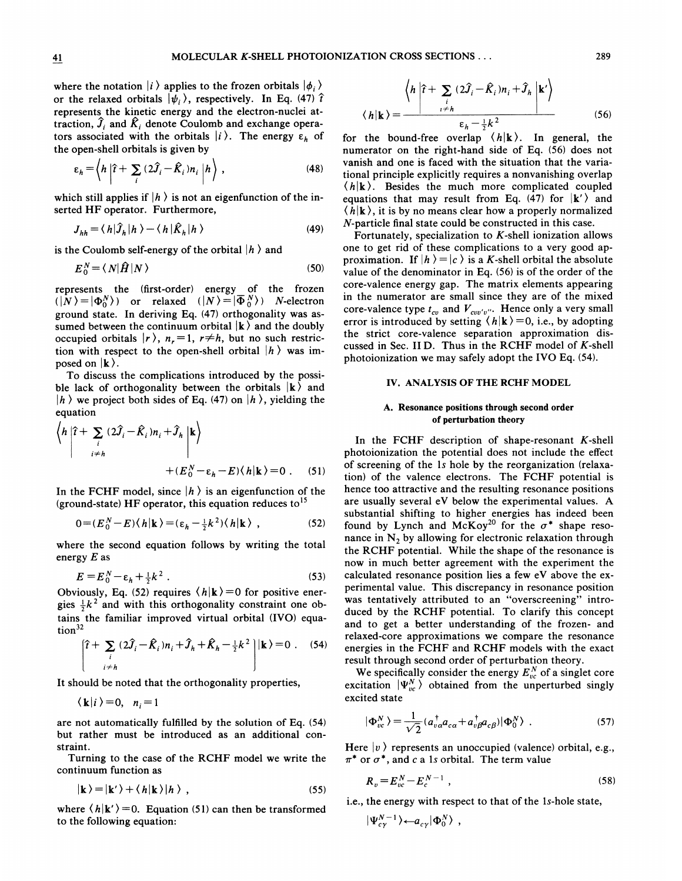where the notation $|i\rangle$ applies to the frozen orbitals $|\phi_i\rangle$ or the relaxed orbitals $|\psi_i\rangle$, respectively. In Eq. (47) $\hat{t}$ represents the kinetic energy and the electron-nuclei attraction, $\hat{J}_i$ and $\hat{K}_i$ denote Coulomb and exchange operators associated with the orbitals $|i\rangle$. The energy $\varepsilon_h$ of the open-shell orbitals is given by

$$\varepsilon_h = \left\langle h \left| \hat{t} + \sum_i (2\hat{J}_i - \hat{K}_i) n_i \right| h \right\rangle , \tag{48}$$

which still applies if $|h\rangle$ is not an eigenfunction of the inserted HF operator. Furthermore,

$$J_{hh} = \langle h|\hat{J}_h|h\rangle - \langle h|\hat{K}_h|h\rangle \tag{49}$$

is the Coulomb self-energy of the orbital $|h\rangle$ and

$$E_0^N = \langle N|\hat{H}|N\rangle \tag{50}$$

represents the (first-order) energy of the frozen ($|N\rangle = |\Phi_0^N\rangle$) or relaxed ($|N\rangle = |\overline{\Phi}_0^N\rangle$) $N$-electron ground state. In deriving Eq. (47) orthogonality was assumed between the continuum orbital $|\mathbf{k}\rangle$ and the doubly occupied orbitals $|r\rangle$, $n_r = 1$, $r \neq h$, but no such restriction with respect to the open-shell orbital $|h\rangle$ was imposed on $|\mathbf{k}\rangle$.

To discuss the complications introduced by the possible lack of orthogonality between the orbitals $|\mathbf{k}\rangle$ and $|h\rangle$ we project both sides of Eq. (47) on $|h\rangle$, yielding the equation

$$\left\langle h \left| \hat{t} + \sum_{\substack{i \\ i\neq h}} (2\hat{J}_i - \hat{K}_i) n_i + \hat{J}_h \right| \mathbf{k} \right\rangle + (E_0^N - \varepsilon_h - E)\langle h|\mathbf{k}\rangle = 0 . \tag{51}$$

In the FCHF model, since $|h\rangle$ is an eigenfunction of the (ground-state) HF operator, this equation reduces to[15]

$$0 = (E_0^N - E)\langle h|\mathbf{k}\rangle = (\varepsilon_h - \tfrac{1}{2}k^2)\langle h|\mathbf{k}\rangle , \tag{52}$$

where the second equation follows by writing the total energy $E$ as

$$E = E_0^N - \varepsilon_h + \tfrac{1}{2}k^2 . \tag{53}$$

Obviously, Eq. (52) requires $\langle h|\mathbf{k}\rangle = 0$ for positive energies $\frac{1}{2}k^2$ and with this orthogonality constraint one obtains the familiar improved virtual orbital (IVO) equation[32]

$$\left[ \hat{t} + \sum_{\substack{i \\ i\neq h}} (2\hat{J}_i - \hat{K}_i) n_i + \hat{J}_h + \hat{K}_h - \tfrac{1}{2}k^2 \right] |\mathbf{k}\rangle = 0 . \tag{54}$$

It should be noted that the orthogonality properties,

$$\langle \mathbf{k}|i\rangle = 0, \quad n_i = 1$$

are not automatically fulfilled by the solution of Eq. (54) but rather must be introduced as an additional constraint.

Turning to the case of the RCHF model we write the continuum function as

$$|\mathbf{k}\rangle = |\mathbf{k}'\rangle + \langle h|\mathbf{k}\rangle|h\rangle , \tag{55}$$

where $\langle h|\mathbf{k}'\rangle = 0$. Equation (51) can then be transformed to the following equation:

$$\langle h|\mathbf{k}\rangle = \frac{\left\langle h \left| \hat{t} + \sum_{\substack{i \\ i\neq h}} (2\hat{J}_i - \hat{K}_i) n_i + \hat{J}_h \right| \mathbf{k}' \right\rangle}{\varepsilon_h - \frac{1}{2}k^2} \tag{56}$$

for the bound-free overlap $\langle h|\mathbf{k}\rangle$. In general, the numerator on the right-hand side of Eq. (56) does not vanish and one is faced with the situation that the variational principle explicitly requires a nonvanishing overlap $\langle h|\mathbf{k}\rangle$. Besides the much more complicated coupled equations that may result from Eq. (47) for $|\mathbf{k}'\rangle$ and $\langle h|\mathbf{k}\rangle$, it is by no means clear how a properly normalized $N$-particle final state could be constructed in this case.

Fortunately, specialization to $K$-shell ionization allows one to get rid of these complications to a very good approximation. If $|h\rangle = |c\rangle$ is a $K$-shell orbital the absolute value of the denominator in Eq. (56) is of the order of the core-valence energy gap. The matrix elements appearing in the numerator are small since they are of the mixed core-valence type $t_{cv}$ and $V_{cvv'v''}$. Hence only a very small error is introduced by setting $\langle h|\mathbf{k}\rangle = 0$, i.e., by adopting the strict core-valence separation approximation discussed in Sec. II D. Thus in the RCHF model of $K$-shell photoionization we may safely adopt the IVO Eq. (54).

## IV. ANALYSIS OF THE RCHF MODEL

### A. Resonance positions through second order of perturbation theory

In the FCHF description of shape-resonant $K$-shell photoionization the potential does not include the effect of screening of the 1$s$ hole by the reorganization (relaxation) of the valence electrons. The FCHF potential is hence too attractive and the resulting resonance positions are usually several eV below the experimental values. A substantial shifting to higher energies has indeed been found by Lynch and McKoy[20] for the $\sigma^*$ shape resonance in $N_2$ by allowing for electronic relaxation through the RCHF potential. While the shape of the resonance is now in much better agreement with the experiment the calculated resonance position lies a few eV above the experimental value. This discrepancy in resonance position was tentatively attributed to an "overscreening" introduced by the RCHF potential. To clarify this concept and to get a better understanding of the frozen- and relaxed-core approximations we compare the resonance energies in the FCHF and RCHF models with the exact result through second order of perturbation theory.

We specifically consider the energy $E_{vc}^N$ of a singlet core excitation $|\Psi_{vc}^N\rangle$ obtained from the unperturbed singly excited state

$$|\Phi_{vc}^N\rangle = \frac{1}{\sqrt{2}}(a_{v\alpha}^\dagger a_{c\alpha} + a_{v\beta}^\dagger a_{c\beta})|\Phi_0^N\rangle . \tag{57}$$

Here $|v\rangle$ represents an unoccupied (valence) orbital, e.g., $\pi^*$ or $\sigma^*$, and $c$ a 1$s$ orbital. The term value

$$R_v = E_{vc}^N - E_c^{N-1} , \tag{58}$$

i.e., the energy with respect to that of the 1$s$-hole state,

$$|\Psi_{c\gamma}^{N-1}\rangle \leftarrow a_{c\gamma}|\Phi_0^N\rangle ,$$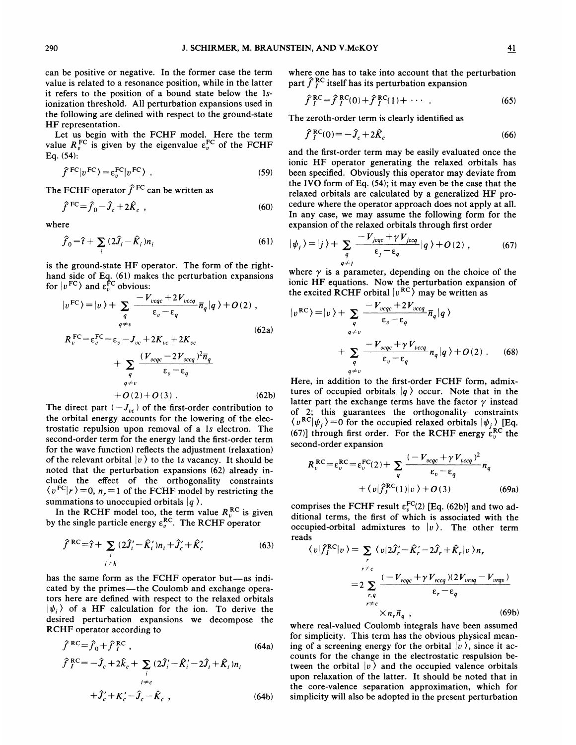can be positive or negative. In the former case the term value is related to a resonance position, while in the latter it refers to the position of a bound state below the 1s-ionization threshold. All perturbation expansions used in the following are defined with respect to the ground-state HF representation.

Let us begin with the FCHF model. Here the term value $R_v^{\rm FC}$ is given by the eigenvalue $\varepsilon_v^{\rm FC}$ of the FCHF Eq. (54):

$$\hat{f}^{\rm FC}|v^{\rm FC}\rangle = \varepsilon_v^{\rm FC}|v^{\rm FC}\rangle \ . \tag{59}$$

The FCHF operator $\hat{f}^{\rm FC}$ can be written as

$$\hat{f}^{\rm FC} = \hat{f}_0 - \hat{\mathcal{J}}_c + 2\hat{K}_c \ , \tag{60}$$

where

$$\hat{f}_0 = \hat{t} + \sum_i (2\hat{\mathcal{J}}_i - \hat{K}_i) n_i \tag{61}$$

is the ground-state HF operator. The form of the right-hand side of Eq. (61) makes the perturbation expansions for $|v^{\rm FC}\rangle$ and $\varepsilon_v^{\rm FC}$ obvious:

$$|v^{\rm FC}\rangle = |v\rangle + \sum_{\substack{q \\ q \neq v}} \frac{-V_{vcqc} + 2V_{vccq}}{\varepsilon_v - \varepsilon_q} \bar{n}_q |q\rangle + O(2) \ , \tag{62a}$$

$$R_v^{\rm FC} = \varepsilon_v^{\rm FC} = \varepsilon_v - J_{vc} + 2K_{vc} + 2K_{vc} + \sum_{\substack{q \\ q \neq v}} \frac{(V_{vcqc} - 2V_{vccq})^2 \bar{n}_q}{\varepsilon_v - \varepsilon_q} + O(2) + O(3) \ . \tag{62b}$$

The direct part $(-J_{vc})$ of the first-order contribution to the orbital energy accounts for the lowering of the electrostatic repulsion upon removal of a 1s electron. The second-order term for the energy (and the first-order term for the wave function) reflects the adjustment (relaxation) of the relevant orbital $|v\rangle$ to the 1s vacancy. It should be noted that the perturbation expansions (62) already include the effect of the orthogonality constraints $\langle v^{\rm FC}|r\rangle = 0$, $n_r = 1$ of the FCHF model by restricting the summations to unoccupied orbitals $|q\rangle$.

In the RCHF model too, the term value $R_v^{\rm RC}$ is given by the single particle energy $\varepsilon_v^{\rm RC}$. The RCHF operator

$$\hat{f}^{\rm RC} = \hat{t} + \sum_{\substack{i \\ i \neq h}} (2\hat{\mathcal{J}}_i' - \hat{K}_i') n_i + \hat{\mathcal{J}}_c' + \hat{K}_c' \tag{63}$$

has the same form as the FCHF operator but—as indicated by the primes—the Coulomb and exchange operators here are defined with respect to the relaxed orbitals $|\psi_i\rangle$ of a HF calculation for the ion. To derive the desired perturbation expansions we decompose the RCHF operator according to

$$\hat{f}^{\rm RC} = \hat{f}_0 + \hat{f}_I^{\rm RC} \ , \tag{64a}$$

$$\hat{f}_I^{\rm RC} = -\hat{\mathcal{J}}_c + 2\hat{K}_c + \sum_{\substack{i \\ i \neq c}} (2\hat{\mathcal{J}}_i' - \hat{K}_i' - 2\hat{\mathcal{J}}_i + \hat{K}_i) n_i + \hat{\mathcal{J}}_c' + K_c' - \hat{\mathcal{J}}_c - \hat{K}_c \ , \tag{64b}$$

where one has to take into account that the perturbation part $\hat{f}_I^{\rm RC}$ itself has its perturbation expansion

$$\hat{f}_I^{\rm RC} = \hat{f}_I^{\rm RC}(0) + \hat{f}_I^{\rm RC}(1) + \cdots \ . \tag{65}$$

The zeroth-order term is clearly identified as

$$\hat{f}_I^{\rm RC}(0) = -\hat{\mathcal{J}}_c + 2\hat{K}_c \tag{66}$$

and the first-order term may be easily evaluated once the ionic HF operator generating the relaxed orbitals has been specified. Obviously this operator may deviate from the IVO form of Eq. (54); it may even be the case that the relaxed orbitals are calculated by a generalized HF procedure where the operator approach does not apply at all. In any case, we may assume the following form for the expansion of the relaxed orbitals through first order

$$|\psi_j\rangle = |j\rangle + \sum_{\substack{q \\ q \neq j}} \frac{-V_{jcqc} + \gamma V_{jccq}}{\varepsilon_j - \varepsilon_q} |q\rangle + O(2) \ , \tag{67}$$

where $\gamma$ is a parameter, depending on the choice of the ionic HF equations. Now the perturbation expansion of the excited RCHF orbital $|v^{\rm RC}\rangle$ may be written as

$$|v^{\rm RC}\rangle = |v\rangle + \sum_{\substack{q \\ q \neq v}} \frac{-V_{vcqc} + 2V_{vccq}}{\varepsilon_v - \varepsilon_q} \bar{n}_q |q\rangle + \sum_{\substack{q \\ q \neq v}} \frac{-V_{vcqc} + \gamma V_{vccq}}{\varepsilon_v - \varepsilon_q} n_q |q\rangle + O(2) \ . \tag{68}$$

Here, in addition to the first-order FCHF form, admixtures of occupied orbitals $|q\rangle$ occur. Note that in the latter part the exchange terms have the factor $\gamma$ instead of 2; this guarantees the orthogonality constraints $\langle v^{\rm RC}|\psi_j\rangle = 0$ for the occupied relaxed orbitals $|\psi_j\rangle$ [Eq. (67)] through first order. For the RCHF energy $\varepsilon_v^{\rm RC}$ the second-order expansion

$$R_v^{\rm RC} = \varepsilon_v^{\rm RC} = \varepsilon_v^{\rm FC}(2) + \sum_q \frac{(-V_{vcqc} + \gamma V_{vccq})^2}{\varepsilon_v - \varepsilon_q} n_q + \langle v|\hat{f}_I^{\rm RC}(1)|v\rangle + O(3) \tag{69a}$$

comprises the FCHF result $\varepsilon_v^{\rm FC}(2)$ [Eq. (62b)] and two additional terms, the first of which is associated with the occupied-orbital admixtures to $|v\rangle$. The other term reads

$$\langle v|\hat{f}_I^{\rm RC}|v\rangle = \sum_{\substack{r \\ r \neq c}} \langle v|2\hat{\mathcal{J}}_r' - \hat{K}_r' - 2\hat{\mathcal{J}}_r + \hat{K}_r|v\rangle n_r = 2\sum_{\substack{r,q \\ r \neq c}} \frac{(-V_{rcqc} + \gamma V_{rccq})(2V_{vrvq} - V_{vrqv})}{\varepsilon_r - \varepsilon_q} \times n_r \bar{n}_q \ , \tag{69b}$$

where real-valued Coulomb integrals have been assumed for simplicity. This term has the obvious physical meaning of a screening energy for the orbital $|v\rangle$, since it accounts for the change in the electrostatic repulsion between the orbital $|v\rangle$ and the occupied valence orbitals upon relaxation of the latter. It should be noted that in the core-valence separation approximation, which for simplicity will also be adopted in the present perturbation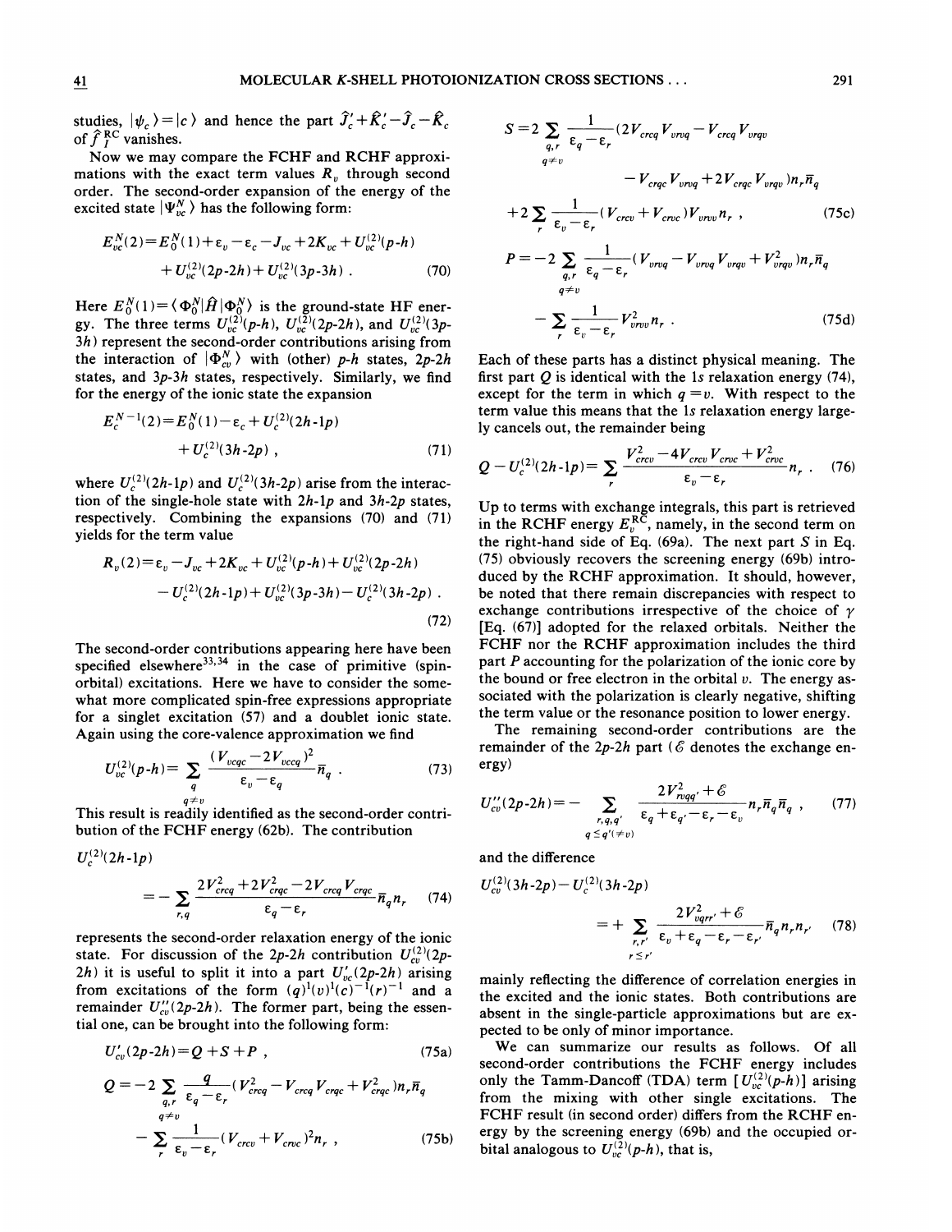studies, $|\psi_c\rangle = |c\rangle$ and hence the part $\hat{J}_c' + \hat{K}_c' - \hat{J}_c - \hat{K}_c$ of $\hat{f}_I^{\,\mathrm{RC}}$ vanishes.

Now we may compare the FCHF and RCHF approximations with the exact term values $R_v$ through second order. The second-order expansion of the energy of the excited state $|\Psi_{vc}^N\rangle$ has the following form:

$$E_{vc}^N(2) = E_0^N(1) + \varepsilon_v - \varepsilon_c - J_{vc} + 2K_{vc} + U_{vc}^{(2)}(p\text{-}h) + U_{vc}^{(2)}(2p\text{-}2h) + U_{vc}^{(2)}(3p\text{-}3h)\ . \tag{70}$$

Here $E_0^N(1) = \langle \Phi_0^N | \hat{H} | \Phi_0^N \rangle$ is the ground-state HF energy. The three terms $U_{vc}^{(2)}(p\text{-}h)$, $U_{vc}^{(2)}(2p\text{-}2h)$, and $U_{vc}^{(2)}(3p\text{-}3h)$ represent the second-order contributions arising from the interaction of $|\Phi_{vc}^N\rangle$ with (other) $p$-$h$ states, $2p$-$2h$ states, and $3p$-$3h$ states, respectively. Similarly, we find for the energy of the ionic state the expansion

$$E_c^{N-1}(2) = E_0^N(1) - \varepsilon_c + U_c^{(2)}(2h\text{-}1p) + U_c^{(2)}(3h\text{-}2p)\ , \tag{71}$$

where $U_c^{(2)}(2h\text{-}1p)$ and $U_c^{(2)}(3h\text{-}2p)$ arise from the interaction of the single-hole state with $2h$-$1p$ and $3h$-$2p$ states, respectively. Combining the expansions (70) and (71) yields for the term value

$$R_v(2) = \varepsilon_v - J_{vc} + 2K_{vc} + U_{vc}^{(2)}(p\text{-}h) + U_{vc}^{(2)}(2p\text{-}2h) - U_c^{(2)}(2h\text{-}1p) + U_{vc}^{(2)}(3p\text{-}3h) - U_c^{(2)}(3h\text{-}2p)\ . \tag{72}$$

The second-order contributions appearing here have been specified elsewhere[33,34] in the case of primitive (spin-orbital) excitations. Here we have to consider the somewhat more complicated spin-free expressions appropriate for a singlet excitation (57) and a doublet ionic state. Again using the core-valence approximation we find

$$U_{vc}^{(2)}(p\text{-}h) = \sum_{\substack{q \\ q \neq v}} \frac{(V_{vcqc} - 2V_{vccq})^2}{\varepsilon_v - \varepsilon_q}\bar{n}_q\ . \tag{73}$$

This result is readily identified as the second-order contribution of the FCHF energy (62b). The contribution

$U_c^{(2)}(2h\text{-}1p)$

$$= -\sum_{r,q} \frac{2V_{crcq}^2 + 2V_{crqc}^2 - 2V_{crcq}V_{crqc}}{\varepsilon_q - \varepsilon_r}\bar{n}_q n_r \tag{74}$$

represents the second-order relaxation energy of the ionic state. For discussion of the $2p$-$2h$ contribution $U_{cv}^{(2)}(2p\text{-}2h)$ it is useful to split it into a part $U_{vc}'(2p\text{-}2h)$ arising from excitations of the form $(q)^1(v)^1(c)^{-1}(r)^{-1}$ and a remainder $U_{cv}''(2p\text{-}2h)$. The former part, being the essential one, can be brought into the following form:

$$U_{cv}'(2p\text{-}2h) = Q + S + P\ , \tag{75a}$$

$$Q = -2\sum_{\substack{q,r \\ q \neq v}} \frac{q}{\varepsilon_q - \varepsilon_r}(V_{crcq}^2 - V_{crcq}V_{crqc} + V_{crqc}^2)n_r\bar{n}_q - \sum_r \frac{1}{\varepsilon_v - \varepsilon_r}(V_{crcv} + V_{crvc})^2 n_r\ , \tag{75b}$$

$$S = 2\sum_{\substack{q,r \\ q \neq v}} \frac{1}{\varepsilon_q - \varepsilon_r}(2V_{crcq}V_{vrvq} - V_{crcq}V_{vrqv} - V_{crqc}V_{vrvq} + 2V_{crqc}V_{vrqv})n_r\bar{n}_q + 2\sum_r \frac{1}{\varepsilon_v - \varepsilon_r}(V_{crcv} + V_{crvc})V_{vrvv}n_r\ , \tag{75c}$$

$$P = -2\sum_{\substack{q,r \\ q \neq v}} \frac{1}{\varepsilon_q - \varepsilon_r}(V_{vrvq} - V_{vrvq}V_{vrqv} + V_{vrqv}^2)n_r\bar{n}_q - \sum_r \frac{1}{\varepsilon_v - \varepsilon_r}V_{vrvv}^2 n_r\ . \tag{75d}$$

Each of these parts has a distinct physical meaning. The first part $Q$ is identical with the 1s relaxation energy (74), except for the term in which $q = v$. With respect to the term value this means that the 1s relaxation energy largely cancels out, the remainder being

$$Q - U_c^{(2)}(2h\text{-}1p) = \sum_r \frac{V_{crcv}^2 - 4V_{crcv}V_{crvc} + V_{crvc}^2}{\varepsilon_v - \varepsilon_r}n_r\ . \tag{76}$$

Up to terms with exchange integrals, this part is retrieved in the RCHF energy $E_v^{\mathrm{RC}}$, namely, in the second term on the right-hand side of Eq. (69a). The next part $S$ in Eq. (75) obviously recovers the screening energy (69b) introduced by the RCHF approximation. It should, however, be noted that there remain discrepancies with respect to exchange contributions irrespective of the choice of $\gamma$ [Eq. (67)] adopted for the relaxed orbitals. Neither the FCHF nor the RCHF approximation includes the third part $P$ accounting for the polarization of the ionic core by the bound or free electron in the orbital $v$. The energy associated with the polarization is clearly negative, shifting the term value or the resonance position to lower energy.

The remaining second-order contributions are the remainder of the $2p$-$2h$ part ($\mathcal{E}$ denotes the exchange energy)

$$U_{cv}''(2p\text{-}2h) = -\sum_{\substack{r,q,q' \\ q \leq q'(\neq v)}} \frac{2V_{rvqq'}^2 + \mathcal{E}}{\varepsilon_q + \varepsilon_{q'} - \varepsilon_r - \varepsilon_v}n_r\bar{n}_q\bar{n}_q\ , \tag{77}$$

and the difference

$$U_{cv}^{(2)}(3h\text{-}2p) - U_c^{(2)}(3h\text{-}2p) = +\sum_{\substack{r,r' \\ r \leq r'}} \frac{2V_{vqrr'}^2 + \mathcal{E}}{\varepsilon_v + \varepsilon_q - \varepsilon_r - \varepsilon_{r'}}\bar{n}_q n_r n_{r'} \tag{78}$$

mainly reflecting the difference of correlation energies in the excited and the ionic states. Both contributions are absent in the single-particle approximations but are expected to be only of minor importance.

We can summarize our results as follows. Of all second-order contributions the FCHF energy includes only the Tamm-Dancoff (TDA) term $[U_{vc}^{(2)}(p\text{-}h)]$ arising from the mixing with other single excitations. The FCHF result (in second order) differs from the RCHF energy by the screening energy (69b) and the occupied orbital analogous to $U_{vc}^{(2)}(p\text{-}h)$, that is,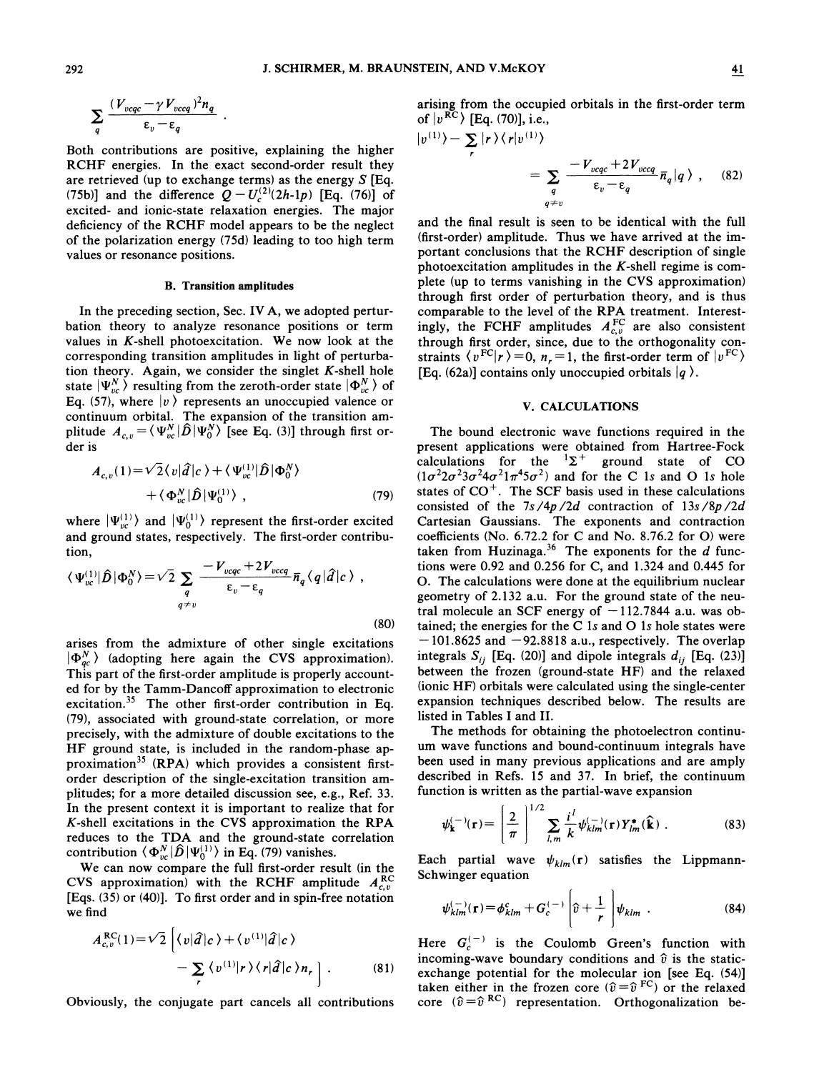$$\sum_{q} \frac{(V_{vcqc} - \gamma V_{vccq})^2 n_q}{\varepsilon_v - \varepsilon_q} .$$

Both contributions are positive, explaining the higher RCHF energies. In the exact second-order result they are retrieved (up to exchange terms) as the energy $S$ [Eq. (75b)] and the difference $Q - U_c^{(2)}(2h\text{-}1p)$ [Eq. (76)] of excited- and ionic-state relaxation energies. The major deficiency of the RCHF model appears to be the neglect of the polarization energy (75d) leading to too high term values or resonance positions.

### B. Transition amplitudes

In the preceding section, Sec. IV A, we adopted perturbation theory to analyze resonance positions or term values in $K$-shell photoexcitation. We now look at the corresponding transition amplitudes in light of perturbation theory. Again, we consider the singlet $K$-shell hole state $|\Psi_{vc}^N\rangle$ resulting from the zeroth-order state $|\Phi_{vc}^N\rangle$ of Eq. (57), where $|v\rangle$ represents an unoccupied valence or continuum orbital. The expansion of the transition amplitude $A_{c,v} = \langle \Psi_{vc}^N | \hat{D} | \Psi_0^N \rangle$ [see Eq. (3)] through first order is

$$A_{c,v}(1) = \sqrt{2} \langle v | \hat{d} | c \rangle + \langle \Psi_{vc}^{(1)} | \hat{D} | \Phi_0^N \rangle + \langle \Phi_{vc}^N | \hat{D} | \Psi_0^{(1)} \rangle , \tag{79}$$

where $|\Psi_{vc}^{(1)}\rangle$ and $|\Psi_0^{(1)}\rangle$ represent the first-order excited and ground states, respectively. The first-order contribution,

$$\langle \Psi_{vc}^{(1)} | \hat{D} | \Phi_0^N \rangle = \sqrt{2} \sum_{\substack{q \\ q \neq v}} \frac{-V_{vcqc} + 2V_{vccq}}{\varepsilon_v - \varepsilon_q} \bar{n}_q \langle q | \hat{d} | c \rangle , \tag{80}$$

arises from the admixture of other single excitations $|\Phi_{qc}^N\rangle$ (adopting here again the CVS approximation). This part of the first-order amplitude is properly accounted for by the Tamm-Dancoff approximation to electronic excitation.[35] The other first-order contribution in Eq. (79), associated with ground-state correlation, or more precisely, with the admixture of double excitations to the HF ground state, is included in the random-phase approximation[35] (RPA) which provides a consistent first-order description of the single-excitation transition amplitudes; for a more detailed discussion see, e.g., Ref. 33. In the present context it is important to realize that for $K$-shell excitations in the CVS approximation the RPA reduces to the TDA and the ground-state correlation contribution $\langle \Phi_{vc}^N | \hat{D} | \Psi_0^{(1)} \rangle$ in Eq. (79) vanishes.

We can now compare the full first-order result (in the CVS approximation) with the RCHF amplitude $A_{c,v}^{\text{RC}}$ [Eqs. (35) or (40)]. To first order and in spin-free notation we find

$$A_{c,v}^{\text{RC}}(1) = \sqrt{2} \left[ \langle v | \hat{d} | c \rangle + \langle v^{(1)} | \hat{d} | c \rangle - \sum_r \langle v^{(1)} | r \rangle \langle r | \hat{d} | c \rangle n_r \right] . \tag{81}$$

Obviously, the conjugate part cancels all contributions arising from the occupied orbitals in the first-order term of $|v^{\text{RC}}\rangle$ [Eq. (70)], i.e.,

$$|v^{(1)}\rangle - \sum_r |r\rangle \langle r | v^{(1)} \rangle = \sum_{\substack{q \\ q \neq v}} \frac{-V_{vcqc} + 2V_{vccq}}{\varepsilon_v - \varepsilon_q} \bar{n}_q |q\rangle , \tag{82}$$

and the final result is seen to be identical with the full (first-order) amplitude. Thus we have arrived at the important conclusions that the RCHF description of single photoexcitation amplitudes in the $K$-shell regime is complete (up to terms vanishing in the CVS approximation) through first order of perturbation theory, and is thus comparable to the level of the RPA treatment. Interestingly, the FCHF amplitudes $A_{c,v}^{\text{FC}}$ are also consistent through first order, since, due to the orthogonality constraints $\langle v^{\text{FC}} | r \rangle = 0$, $n_r = 1$, the first-order term of $|v^{\text{FC}}\rangle$ [Eq. (62a)] contains only unoccupied orbitals $|q\rangle$.

## V. CALCULATIONS

The bound electronic wave functions required in the present applications were obtained from Hartree-Fock calculations for the $^1\Sigma^+$ ground state of CO $(1\sigma^2 2\sigma^2 3\sigma^2 4\sigma^2 1\pi^4 5\sigma^2)$ and for the C 1$s$ and O 1$s$ hole states of $CO^+$. The SCF basis used in these calculations consisted of the 7$s$/4$p$/2$d$ contraction of 13$s$/8$p$/2$d$ Cartesian Gaussians. The exponents and contraction coefficients (No. 6.72.2 for C and No. 8.76.2 for O) were taken from Huzinaga.[36] The exponents for the $d$ functions were 0.92 and 0.256 for C, and 1.324 and 0.445 for O. The calculations were done at the equilibrium nuclear geometry of 2.132 a.u. For the ground state of the neutral molecule an SCF energy of $-112.7844$ a.u. was obtained; the energies for the C 1$s$ and O 1$s$ hole states were $-101.8625$ and $-92.8818$ a.u., respectively. The overlap integrals $S_{ij}$ [Eq. (20)] and dipole integrals $d_{ij}$ [Eq. (23)] between the frozen (ground-state HF) and the relaxed (ionic HF) orbitals were calculated using the single-center expansion techniques described below. The results are listed in Tables I and II.

The methods for obtaining the photoelectron continuum wave functions and bound-continuum integrals have been used in many previous applications and are amply described in Refs. 15 and 37. In brief, the continuum function is written as the partial-wave expansion

$$\psi_{\mathbf{k}}^{(-)}(\mathbf{r}) = \left[ \frac{2}{\pi} \right]^{1/2} \sum_{l,m} \frac{i^l}{k} \psi_{klm}^{(-)}(\mathbf{r}) Y_{lm}^*(\hat{\mathbf{k}}) . \tag{83}$$

Each partial wave $\psi_{klm}(\mathbf{r})$ satisfies the Lippmann-Schwinger equation

$$\psi_{klm}^{(-)}(\mathbf{r}) = \phi_{klm}^c + G_c^{(-)} \left[ \hat{v} + \frac{1}{r} \right] \psi_{klm} . \tag{84}$$

Here $G_c^{(-)}$ is the Coulomb Green's function with incoming-wave boundary conditions and $\hat{v}$ is the static-exchange potential for the molecular ion [see Eq. (54)] taken either in the frozen core ($\hat{v} = \hat{v}^{\text{FC}}$) or the relaxed core ($\hat{v} = \hat{v}^{\text{RC}}$) representation. Orthogonalization be-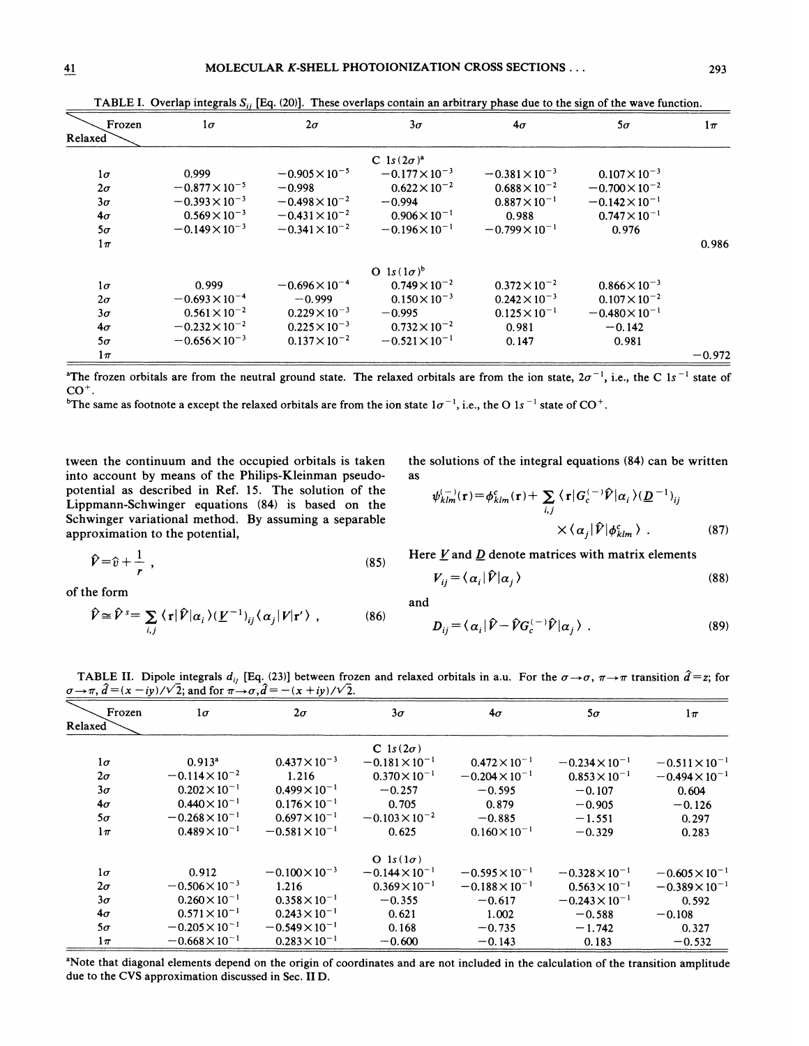TABLE I. Overlap integrals $S_{ij}$ [Eq. (20)]. These overlaps contain an arbitrary phase due to the sign of the wave function.

| Relaxed \ Frozen | $1\sigma$ | $2\sigma$ | $3\sigma$ | $4\sigma$ | $5\sigma$ | $1\pi$ |
|---|---|---|---|---|---|---|
| | | | C $1s\,(2\sigma)$[a] | | | |
| $1\sigma$ | 0.999 | $-0.905\times10^{-5}$ | $-0.177\times10^{-3}$ | $-0.381\times10^{-3}$ | $0.107\times10^{-3}$ | |
| $2\sigma$ | $-0.877\times10^{-5}$ | $-0.998$ | $0.622\times10^{-2}$ | $0.688\times10^{-2}$ | $-0.700\times10^{-2}$ | |
| $3\sigma$ | $-0.393\times10^{-3}$ | $-0.498\times10^{-2}$ | $-0.994$ | $0.887\times10^{-1}$ | $-0.142\times10^{-1}$ | |
| $4\sigma$ | $0.569\times10^{-3}$ | $-0.431\times10^{-2}$ | $0.906\times10^{-1}$ | 0.988 | $0.747\times10^{-1}$ | |
| $5\sigma$ | $-0.149\times10^{-3}$ | $-0.341\times10^{-2}$ | $-0.196\times10^{-1}$ | $-0.799\times10^{-1}$ | 0.976 | |
| $1\pi$ | | | | | | 0.986 |
| | | | O $1s\,(1\sigma)$[b] | | | |
| $1\sigma$ | 0.999 | $-0.696\times10^{-4}$ | $0.749\times10^{-2}$ | $0.372\times10^{-2}$ | $0.866\times10^{-3}$ | |
| $2\sigma$ | $-0.693\times10^{-4}$ | $-0.999$ | $0.150\times10^{-3}$ | $0.242\times10^{-3}$ | $0.107\times10^{-2}$ | |
| $3\sigma$ | $0.561\times10^{-2}$ | $0.229\times10^{-3}$ | $-0.995$ | $0.125\times10^{-1}$ | $-0.480\times10^{-1}$ | |
| $4\sigma$ | $-0.232\times10^{-2}$ | $0.225\times10^{-3}$ | $0.732\times10^{-2}$ | 0.981 | $-0.142$ | |
| $5\sigma$ | $-0.656\times10^{-3}$ | $0.137\times10^{-2}$ | $-0.521\times10^{-1}$ | 0.147 | 0.981 | |
| $1\pi$ | | | | | | $-0.972$ |

[a]The frozen orbitals are from the neutral ground state. The relaxed orbitals are from the ion state, $2\sigma^{-1}$, i.e., the C $1s^{-1}$ state of $CO^+$.

[b]The same as footnote a except the relaxed orbitals are from the ion state $1\sigma^{-1}$, i.e., the O $1s^{-1}$ state of $CO^+$.

tween the continuum and the occupied orbitals is taken into account by means of the Philips-Kleinman pseudopotential as described in Ref. 15. The solution of the Lippmann-Schwinger equations (84) is based on the Schwinger variational method. By assuming a separable approximation to the potential,

$$\hat{V}=\hat{v}+\frac{1}{r}\ , \tag{85}$$

of the form

$$\hat{V}\cong\hat{V}^s=\sum_{i,j}\langle\mathbf{r}|\hat{V}|\alpha_i\rangle(\underline{V}^{-1})_{ij}\langle\alpha_j|V|\mathbf{r}'\rangle\ , \tag{86}$$

the solutions of the integral equations (84) can be written as

$$\psi_{klm}^{(-)}(\mathbf{r})=\phi_{klm}^{c}(\mathbf{r})+\sum_{i,j}\langle\mathbf{r}|G_c^{(-)}\hat{V}|\alpha_i\rangle(\underline{D}^{-1})_{ij}\times\langle\alpha_j|\hat{V}|\phi_{klm}^{c}\rangle\ . \tag{87}$$

Here $\underline{V}$ and $\underline{D}$ denote matrices with matrix elements

$$V_{ij}=\langle\alpha_i|\hat{V}|\alpha_j\rangle \tag{88}$$

and

$$D_{ij}=\langle\alpha_i|\hat{V}-\hat{V}G_c^{(-)}\hat{V}|\alpha_j\rangle\ . \tag{89}$$

TABLE II. Dipole integrals $d_{ij}$ [Eq. (23)] between frozen and relaxed orbitals in a.u. For the $\sigma\rightarrow\sigma$, $\pi\rightarrow\pi$ transition $\hat{d}=z$; for $\sigma\rightarrow\pi$, $\hat{d}=(x-iy)/\sqrt{2}$; and for $\pi\rightarrow\sigma$, $\hat{d}=-(x+iy)/\sqrt{2}$.

| Relaxed \ Frozen | $1\sigma$ | $2\sigma$ | $3\sigma$ | $4\sigma$ | $5\sigma$ | $1\pi$ |
|---|---|---|---|---|---|---|
| | | | C $1s\,(2\sigma)$ | | | |
| $1\sigma$ | 0.913[a] | $0.437\times10^{-3}$ | $-0.181\times10^{-1}$ | $0.472\times10^{-1}$ | $-0.234\times10^{-1}$ | $-0.511\times10^{-1}$ |
| $2\sigma$ | $-0.114\times10^{-2}$ | 1.216 | $0.370\times10^{-1}$ | $-0.204\times10^{-1}$ | $0.853\times10^{-1}$ | $-0.494\times10^{-1}$ |
| $3\sigma$ | $0.202\times10^{-1}$ | $0.499\times10^{-1}$ | $-0.257$ | $-0.595$ | $-0.107$ | 0.604 |
| $4\sigma$ | $0.440\times10^{-1}$ | $0.176\times10^{-1}$ | 0.705 | 0.879 | $-0.905$ | $-0.126$ |
| $5\sigma$ | $-0.268\times10^{-1}$ | $0.697\times10^{-1}$ | $-0.103\times10^{-2}$ | $-0.885$ | $-1.551$ | 0.297 |
| $1\pi$ | $0.489\times10^{-1}$ | $-0.581\times10^{-1}$ | 0.625 | $0.160\times10^{-1}$ | $-0.329$ | 0.283 |
| | | | O $1s\,(1\sigma)$ | | | |
| $1\sigma$ | 0.912 | $-0.100\times10^{-3}$ | $-0.144\times10^{-1}$ | $-0.595\times10^{-1}$ | $-0.328\times10^{-1}$ | $-0.605\times10^{-1}$ |
| $2\sigma$ | $-0.506\times10^{-3}$ | 1.216 | $0.369\times10^{-1}$ | $-0.188\times10^{-1}$ | $0.563\times10^{-1}$ | $-0.389\times10^{-1}$ |
| $3\sigma$ | $0.260\times10^{-1}$ | $0.358\times10^{-1}$ | $-0.355$ | $-0.617$ | $-0.243\times10^{-1}$ | 0.592 |
| $4\sigma$ | $0.571\times10^{-1}$ | $0.243\times10^{-1}$ | 0.621 | 1.002 | $-0.588$ | $-0.108$ |
| $5\sigma$ | $-0.205\times10^{-1}$ | $-0.549\times10^{-1}$ | 0.168 | $-0.735$ | $-1.742$ | 0.327 |
| $1\pi$ | $-0.668\times10^{-1}$ | $0.283\times10^{-1}$ | $-0.600$ | $-0.143$ | 0.183 | $-0.532$ |

[a]Note that diagonal elements depend on the origin of coordinates and are not included in the calculation of the transition amplitude due to the CVS approximation discussed in Sec. II D.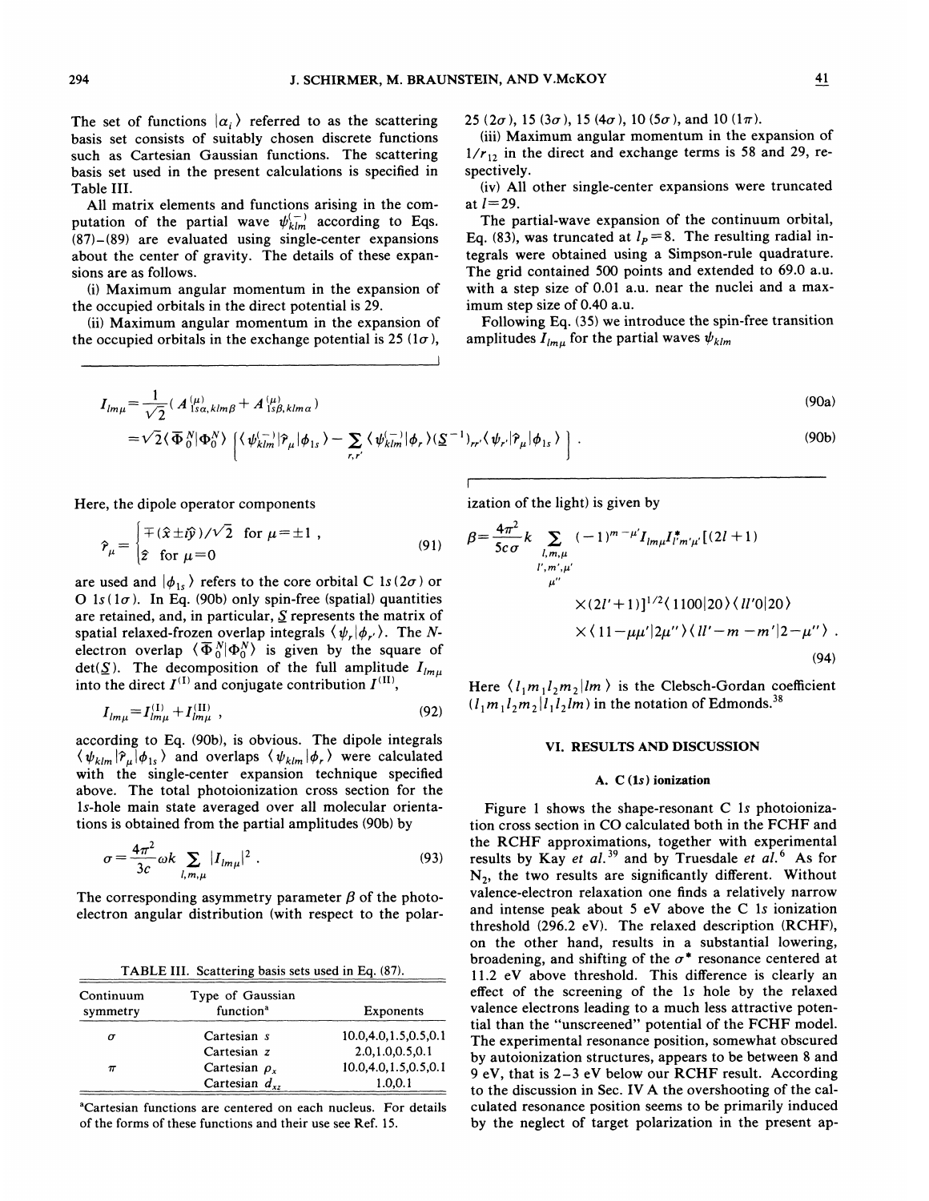The set of functions $|\alpha_i\rangle$ referred to as the scattering basis set consists of suitably chosen discrete functions such as Cartesian Gaussian functions. The scattering basis set used in the present calculations is specified in Table III.

All matrix elements and functions arising in the computation of the partial wave $\psi_{klm}^{(-)}$ according to Eqs. (87)–(89) are evaluated using single-center expansions about the center of gravity. The details of these expansions are as follows.

(i) Maximum angular momentum in the expansion of the occupied orbitals in the direct potential is 29.

(ii) Maximum angular momentum in the expansion of the occupied orbitals in the exchange potential is 25 ($1\sigma$), 25 ($2\sigma$), 15 ($3\sigma$), 15 ($4\sigma$), 10 ($5\sigma$), and 10 ($1\pi$).

(iii) Maximum angular momentum in the expansion of $1/r_{12}$ in the direct and exchange terms is 58 and 29, respectively.

(iv) All other single-center expansions were truncated at $l=29$.

The partial-wave expansion of the continuum orbital, Eq. (83), was truncated at $l_P=8$. The resulting radial integrals were obtained using a Simpson-rule quadrature. The grid contained 500 points and extended to 69.0 a.u. with a step size of 0.01 a.u. near the nuclei and a maximum step size of 0.40 a.u.

Following Eq. (35) we introduce the spin-free transition amplitudes $I_{lm\mu}$ for the partial waves $\psi_{klm}$

$$I_{lm\mu}=\frac{1}{\sqrt{2}}(A_{1s\alpha,klm\beta}^{(\mu)}+A_{1s\beta,klm\alpha}^{(\mu)}) \tag{90a}$$

$$=\sqrt{2}\langle\bar{\Phi}_0^N|\Phi_0^N\rangle\left[\langle\psi_{klm}^{(-)}|\hat{r}_\mu|\phi_{1s}\rangle-\sum_{r,r'}\langle\psi_{klm}^{(-)}|\phi_r\rangle(\underline{S}^{-1})_{rr'}\langle\psi_{r'}|\hat{r}_\mu|\phi_{1s}\rangle\right] . \tag{90b}$$

Here, the dipole operator components

$$\hat{r}_\mu=\begin{cases}\mp(\hat{x}\pm i\hat{y})/\sqrt{2} & \text{for } \mu=\pm1 ,\\ \hat{z} & \text{for } \mu=0\end{cases} \tag{91}$$

are used and $|\phi_{1s}\rangle$ refers to the core orbital C $1s\,(2\sigma)$ or O $1s\,(1\sigma)$. In Eq. (90b) only spin-free (spatial) quantities are retained, and, in particular, $\underline{S}$ represents the matrix of spatial relaxed-frozen overlap integrals $\langle\psi_r|\phi_{r'}\rangle$. The $N$-electron overlap $\langle\bar{\Phi}_0^N|\Phi_0^N\rangle$ is given by the square of $\det(\underline{S})$. The decomposition of the full amplitude $I_{lm\mu}$ into the direct $I^{(\mathrm{I})}$ and conjugate contribution $I^{(\mathrm{II})}$,

$$I_{lm\mu}=I_{lm\mu}^{(\mathrm{I})}+I_{lm\mu}^{(\mathrm{II})} , \tag{92}$$

according to Eq. (90b), is obvious. The dipole integrals $\langle\psi_{klm}|\hat{r}_\mu|\phi_{1s}\rangle$ and overlaps $\langle\psi_{klm}|\phi_r\rangle$ were calculated with the single-center expansion technique specified above. The total photoionization cross section for the $1s$-hole main state averaged over all molecular orientations is obtained from the partial amplitudes (90b) by

$$\sigma=\frac{4\pi^2}{3c}\omega k\sum_{l,m,\mu}|I_{lm\mu}|^2 . \tag{93}$$

The corresponding asymmetry parameter $\beta$ of the photoelectron angular distribution (with respect to the polarization of the light) is given by

$$\beta=\frac{4\pi^2}{5c\sigma}k\sum_{\substack{l,m,\mu\\ l',m',\mu'\\ \mu''}}(-1)^{m-\mu'}I_{lm\mu}I_{l'm'\mu'}^{*}[(2l+1)(2l'+1)]^{1/2}\langle 1100|20\rangle\langle ll'0|20\rangle\times\langle 11-\mu\mu'|2\mu''\rangle\langle ll'-m-m'|2-\mu''\rangle . \tag{94}$$

Here $\langle l_1m_1l_2m_2|lm\rangle$ is the Clebsch-Gordan coefficient $(l_1m_1l_2m_2|l_1l_2lm)$ in the notation of Edmonds.[38]

TABLE III. Scattering basis sets used in Eq. (87).

| Continuum symmetry | Type of Gaussian function[a] | Exponents |
|---|---|---|
| $\sigma$ | Cartesian $s$ | 10.0,4.0,1.5,0.5,0.1 |
| | Cartesian $z$ | 2.0,1.0,0.5,0.1 |
| $\pi$ | Cartesian $\rho_x$ | 10.0,4.0,1.5,0.5,0.1 |
| | Cartesian $d_{xz}$ | 1.0,0.1 |

[a]Cartesian functions are centered on each nucleus. For details of the forms of these functions and their use see Ref. 15.

## VI. RESULTS AND DISCUSSION

### A. C (1s) ionization

Figure 1 shows the shape-resonant C $1s$ photoionization cross section in CO calculated both in the FCHF and the RCHF approximations, together with experimental results by Kay *et al.*[39] and by Truesdale *et al.*[6] As for $N_2$, the two results are significantly different. Without valence-electron relaxation one finds a relatively narrow and intense peak about 5 eV above the C $1s$ ionization threshold (296.2 eV). The relaxed description (RCHF), on the other hand, results in a substantial lowering, broadening, and shifting of the $\sigma^*$ resonance centered at 11.2 eV above threshold. This difference is clearly an effect of the screening of the $1s$ hole by the relaxed valence electrons leading to a much less attractive potential than the "unscreened" potential of the FCHF model. The experimental resonance position, somewhat obscured by autoionization structures, appears to be between 8 and 9 eV, that is 2–3 eV below our RCHF result. According to the discussion in Sec. IV A the overshooting of the calculated resonance position seems to be primarily induced by the neglect of target polarization in the present ap-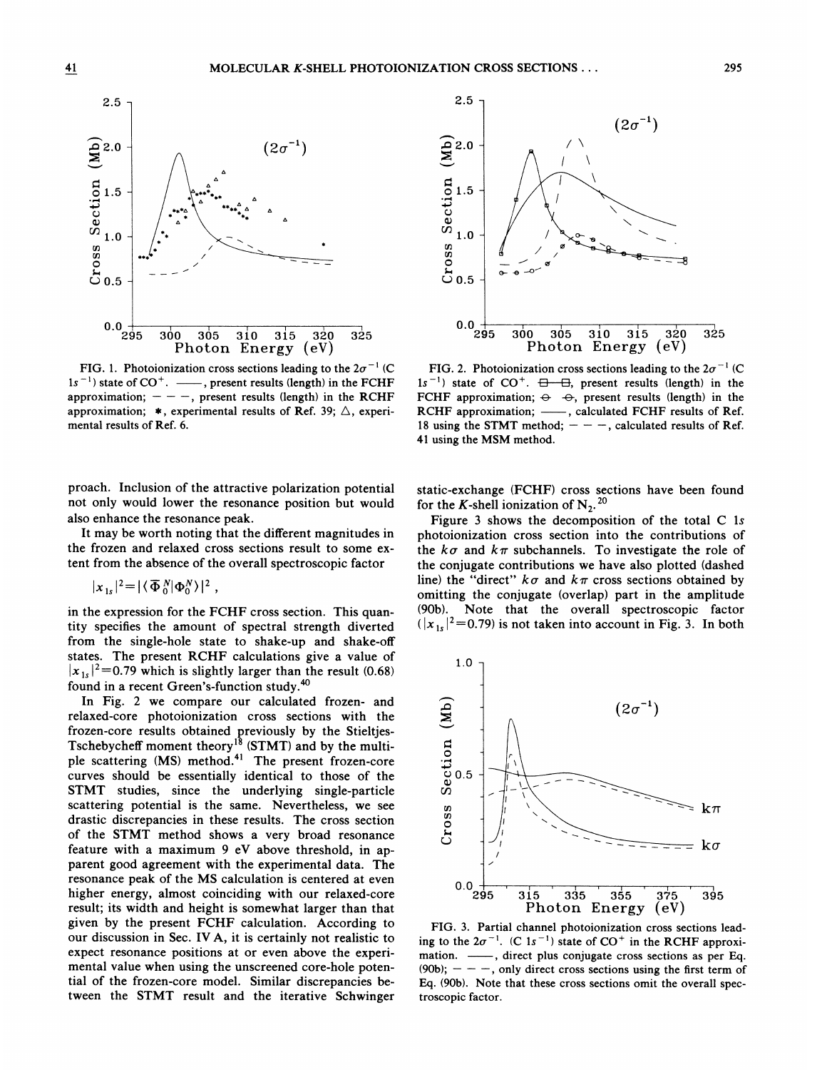FIG. 1. Photoionization cross sections leading to the $2\sigma^{-1}$ (C $1s^{-1}$) state of $CO^+$. ——, present results (length) in the FCHF approximation; — — —, present results (length) in the RCHF approximation; $*$, experimental results of Ref. 39; $\triangle$, experimental results of Ref. 6.

FIG. 2. Photoionization cross sections leading to the $2\sigma^{-1}$ (C $1s^{-1}$) state of $CO^+$. ⊟—⊟, present results (length) in the FCHF approximation; ⊖ ⊖, present results (length) in the RCHF approximation; ——, calculated FCHF results of Ref. 18 using the STMT method; — — —, calculated results of Ref. 41 using the MSM method.

proach. Inclusion of the attractive polarization potential not only would lower the resonance position but would also enhance the resonance peak.

It may be worth noting that the different magnitudes in the frozen and relaxed cross sections result to some extent from the absence of the overall spectroscopic factor

$$|x_{1s}|^2 = |\langle \bar{\Phi}_0^N | \Phi_0^N \rangle|^2 ,$$

in the expression for the FCHF cross section. This quantity specifies the amount of spectral strength diverted from the single-hole state to shake-up and shake-off states. The present RCHF calculations give a value of $|x_{1s}|^2 = 0.79$ which is slightly larger than the result (0.68) found in a recent Green's-function study.[40]

In Fig. 2 we compare our calculated frozen- and relaxed-core photoionization cross sections with the frozen-core results obtained previously by the Stieltjes-Tschebycheff moment theory[18] (STMT) and by the multiple scattering (MS) method.[41] The present frozen-core curves should be essentially identical to those of the STMT studies, since the underlying single-particle scattering potential is the same. Nevertheless, we see drastic discrepancies in these results. The cross section of the STMT method shows a very broad resonance feature with a maximum 9 eV above threshold, in apparent good agreement with the experimental data. The resonance peak of the MS calculation is centered at even higher energy, almost coinciding with our relaxed-core result; its width and height is somewhat larger than that given by the present FCHF calculation. According to our discussion in Sec. IV A, it is certainly not realistic to expect resonance positions at or even above the experimental value when using the unscreened core-hole potential of the frozen-core model. Similar discrepancies between the STMT result and the iterative Schwinger static-exchange (FCHF) cross sections have been found for the $K$-shell ionization of $N_2$.[20]

Figure 3 shows the decomposition of the total C $1s$ photoionization cross section into the contributions of the $k\sigma$ and $k\pi$ subchannels. To investigate the role of the conjugate contributions we have also plotted (dashed line) the "direct" $k\sigma$ and $k\pi$ cross sections obtained by omitting the conjugate (overlap) part in the amplitude (90b). Note that the overall spectroscopic factor ($|x_{1s}|^2 = 0.79$) is not taken into account in Fig. 3. In both

FIG. 3. Partial channel photoionization cross sections leading to the $2\sigma^{-1}$. (C $1s^{-1}$) state of $CO^+$ in the RCHF approximation. ——, direct plus conjugate cross sections as per Eq. (90b); — — —, only direct cross sections using the first term of Eq. (90b). Note that these cross sections omit the overall spectroscopic factor.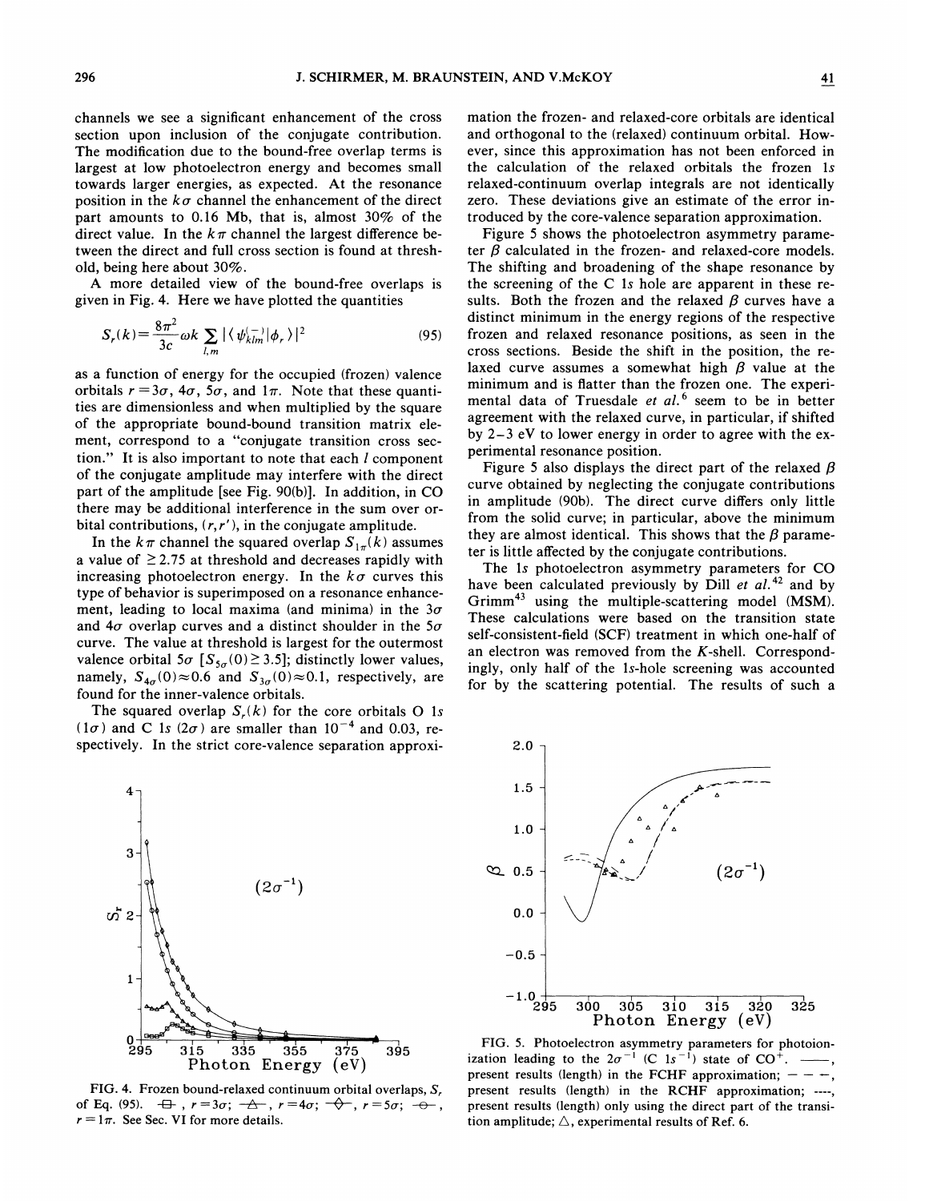channels we see a significant enhancement of the cross section upon inclusion of the conjugate contribution. The modification due to the bound-free overlap terms is largest at low photoelectron energy and becomes small towards larger energies, as expected. At the resonance position in the $k\sigma$ channel the enhancement of the direct part amounts to 0.16 Mb, that is, almost 30% of the direct value. In the $k\pi$ channel the largest difference between the direct and full cross section is found at threshold, being here about 30%.

A more detailed view of the bound-free overlaps is given in Fig. 4. Here we have plotted the quantities

$$S_r(k) = \frac{8\pi^2}{3c}\omega k \sum_{l,m} |\langle \psi_{klm}^{(-)} | \phi_r \rangle|^2 \tag{95}$$

as a function of energy for the occupied (frozen) valence orbitals $r = 3\sigma$, $4\sigma$, $5\sigma$, and $1\pi$. Note that these quantities are dimensionless and when multiplied by the square of the appropriate bound-bound transition matrix element, correspond to a "conjugate transition cross section." It is also important to note that each $l$ component of the conjugate amplitude may interfere with the direct part of the amplitude [see Fig. 90(b)]. In addition, in CO there may be additional interference in the sum over orbital contributions, $(r, r')$, in the conjugate amplitude.

In the $k\pi$ channel the squared overlap $S_{1\pi}(k)$ assumes a value of $\geq 2.75$ at threshold and decreases rapidly with increasing photoelectron energy. In the $k\sigma$ curves this type of behavior is superimposed on a resonance enhancement, leading to local maxima (and minima) in the $3\sigma$ and $4\sigma$ overlap curves and a distinct shoulder in the $5\sigma$ curve. The value at threshold is largest for the outermost valence orbital $5\sigma$ [$S_{5\sigma}(0) \geq 3.5$]; distinctly lower values, namely, $S_{4\sigma}(0) \approx 0.6$ and $S_{3\sigma}(0) \approx 0.1$, respectively, are found for the inner-valence orbitals.

The squared overlap $S_r(k)$ for the core orbitals O 1s ($1\sigma$) and C 1s ($2\sigma$) are smaller than $10^{-4}$ and 0.03, respectively. In the strict core-valence separation approximation the frozen- and relaxed-core orbitals are identical and orthogonal to the (relaxed) continuum orbital. However, since this approximation has not been enforced in the calculation of the relaxed orbitals the frozen 1s relaxed-continuum overlap integrals are not identically zero. These deviations give an estimate of the error introduced by the core-valence separation approximation.

FIG. 4. Frozen bound-relaxed continuum orbital overlaps, $S_r$ of Eq. (95). $r = 3\sigma$ (squares); $r = 4\sigma$ (triangles); $r = 5\sigma$ (diamonds); $r = 1\pi$ (circles). See Sec. VI for more details.

Figure 5 shows the photoelectron asymmetry parameter $\beta$ calculated in the frozen- and relaxed-core models. The shifting and broadening of the shape resonance by the screening of the C 1s hole are apparent in these results. Both the frozen and the relaxed $\beta$ curves have a distinct minimum in the energy regions of the respective frozen and relaxed resonance positions, as seen in the cross sections. Beside the shift in the position, the relaxed curve assumes a somewhat high $\beta$ value at the minimum and is flatter than the frozen one. The experimental data of Truesdale *et al.*[6] seem to be in better agreement with the relaxed curve, in particular, if shifted by 2–3 eV to lower energy in order to agree with the experimental resonance position.

Figure 5 also displays the direct part of the relaxed $\beta$ curve obtained by neglecting the conjugate contributions in amplitude (90b). The direct curve differs only little from the solid curve; in particular, above the minimum they are almost identical. This shows that the $\beta$ parameter is little affected by the conjugate contributions.

The 1s photoelectron asymmetry parameters for CO have been calculated previously by Dill *et al.*[42] and by Grimm[43] using the multiple-scattering model (MSM). These calculations were based on the transition state self-consistent-field (SCF) treatment in which one-half of an electron was removed from the $K$-shell. Correspondingly, only half of the 1s-hole screening was accounted for by the scattering potential. The results of such a

FIG. 5. Photoelectron asymmetry parameters for photoionization leading to the $2\sigma^{-1}$ (C $1s^{-1}$) state of $CO^+$. ——, present results (length) in the FCHF approximation; — — —, present results (length) in the RCHF approximation; ----, present results (length) only using the direct part of the transition amplitude; △, experimental results of Ref. 6.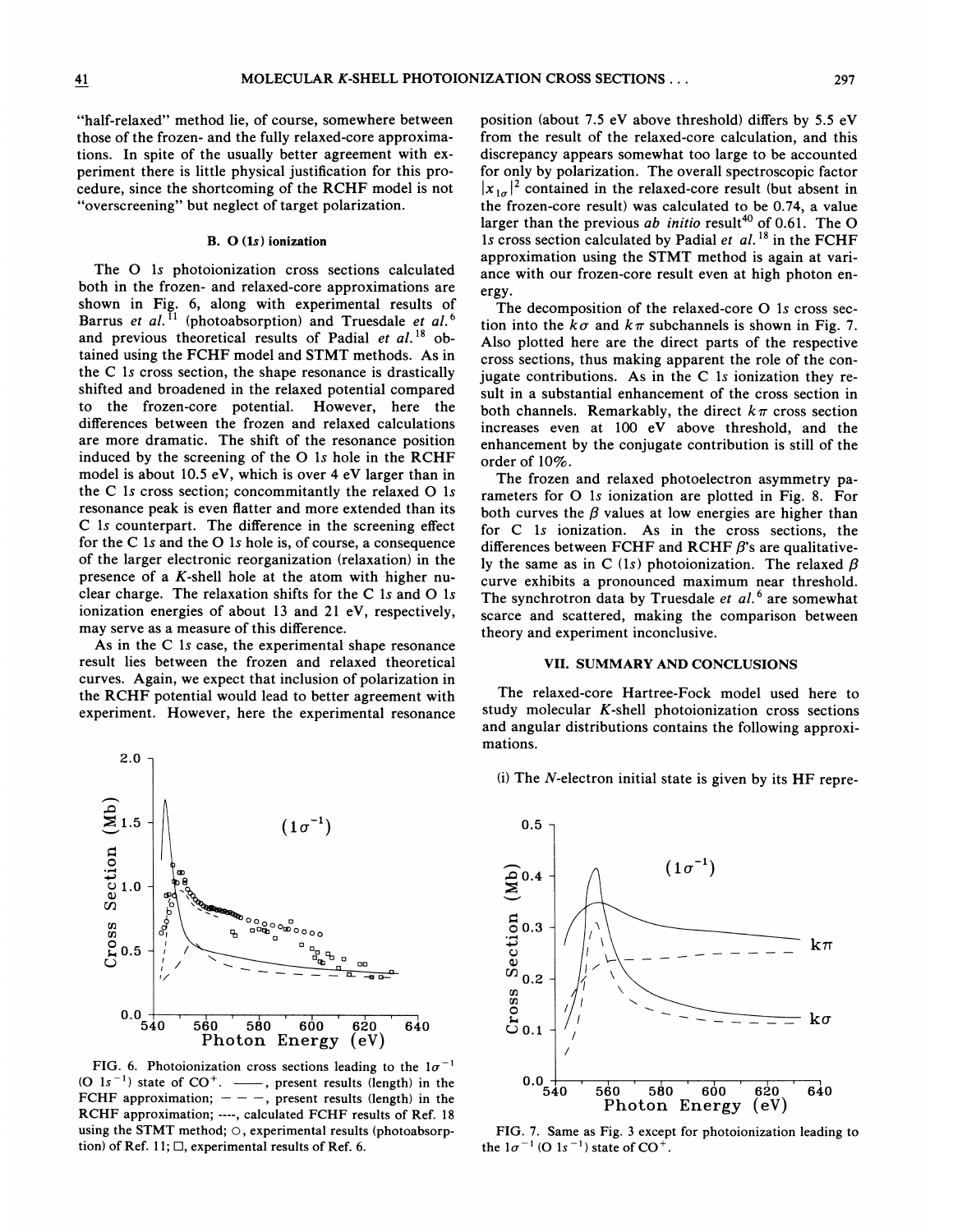"half-relaxed" method lie, of course, somewhere between those of the frozen- and the fully relaxed-core approximations. In spite of the usually better agreement with experiment there is little physical justification for this procedure, since the shortcoming of the RCHF model is not "overscreening" but neglect of target polarization.

### B. O (1*s*) ionization

The O 1*s* photoionization cross sections calculated both in the frozen- and relaxed-core approximations are shown in Fig. 6, along with experimental results of Barrus *et al.*[11] (photoabsorption) and Truesdale *et al.*[6] and previous theoretical results of Padial *et al.*[18] obtained using the FCHF model and STMT methods. As in the C 1*s* cross section, the shape resonance is drastically shifted and broadened in the relaxed potential compared to the frozen-core potential. However, here the differences between the frozen and relaxed calculations are more dramatic. The shift of the resonance position induced by the screening of the O 1*s* hole in the RCHF model is about 10.5 eV, which is over 4 eV larger than in the C 1*s* cross section; concommitantly the relaxed O 1*s* resonance peak is even flatter and more extended than its C 1*s* counterpart. The difference in the screening effect for the C 1*s* and the O 1*s* hole is, of course, a consequence of the larger electronic reorganization (relaxation) in the presence of a *K*-shell hole at the atom with higher nuclear charge. The relaxation shifts for the C 1*s* and O 1*s* ionization energies of about 13 and 21 eV, respectively, may serve as a measure of this difference.

As in the C 1*s* case, the experimental shape resonance result lies between the frozen and relaxed theoretical curves. Again, we expect that inclusion of polarization in the RCHF potential would lead to better agreement with experiment. However, here the experimental resonance position (about 7.5 eV above threshold) differs by 5.5 eV from the result of the relaxed-core calculation, and this discrepancy appears somewhat too large to be accounted for only by polarization. The overall spectroscopic factor $|x_{1\sigma}|^2$ contained in the relaxed-core result (but absent in the frozen-core result) was calculated to be 0.74, a value larger than the previous *ab initio* result[40] of 0.61. The O 1*s* cross section calculated by Padial *et al.*[18] in the FCHF approximation using the STMT method is again at variance with our frozen-core result even at high photon energy.

The decomposition of the relaxed-core O 1*s* cross section into the $k\sigma$ and $k\pi$ subchannels is shown in Fig. 7. Also plotted here are the direct parts of the respective cross sections, thus making apparent the role of the conjugate contributions. As in the C 1*s* ionization they result in a substantial enhancement of the cross section in both channels. Remarkably, the direct $k\pi$ cross section increases even at 100 eV above threshold, and the enhancement by the conjugate contribution is still of the order of 10%.

The frozen and relaxed photoelectron asymmetry parameters for O 1*s* ionization are plotted in Fig. 8. For both curves the $\beta$ values at low energies are higher than for C 1*s* ionization. As in the cross sections, the differences between FCHF and RCHF $\beta$'s are qualitatively the same as in C (1*s*) photoionization. The relaxed $\beta$ curve exhibits a pronounced maximum near threshold. The synchrotron data by Truesdale *et al.*[6] are somewhat scarce and scattered, making the comparison between theory and experiment inconclusive.

FIG. 6. Photoionization cross sections leading to the $1\sigma^{-1}$ (O $1s^{-1}$) state of $CO^+$. ——, present results (length) in the FCHF approximation; — — —, present results (length) in the RCHF approximation; ----, calculated FCHF results of Ref. 18 using the STMT method; ○, experimental results (photoabsorption) of Ref. 11; □, experimental results of Ref. 6.

FIG. 7. Same as Fig. 3 except for photoionization leading to the $1\sigma^{-1}$ (O $1s^{-1}$) state of $CO^+$.

## VII. SUMMARY AND CONCLUSIONS

The relaxed-core Hartree-Fock model used here to study molecular *K*-shell photoionization cross sections and angular distributions contains the following approximations.

(i) The *N*-electron initial state is given by its HF repre-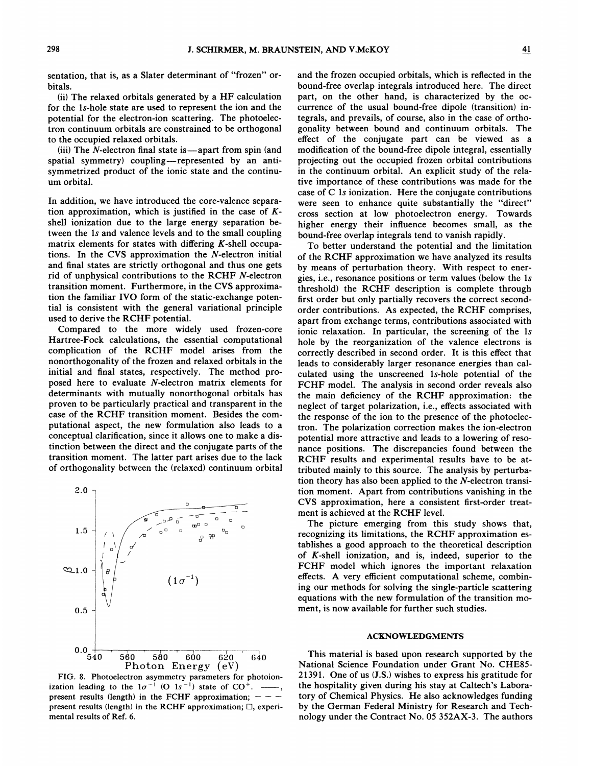sentation, that is, as a Slater determinant of "frozen" orbitals.

(ii) The relaxed orbitals generated by a HF calculation for the 1*s*-hole state are used to represent the ion and the potential for the electron-ion scattering. The photoelectron continuum orbitals are constrained to be orthogonal to the occupied relaxed orbitals.

(iii) The $N$-electron final state is—apart from spin (and spatial symmetry) coupling—represented by an antisymmetrized product of the ionic state and the continuum orbital.

In addition, we have introduced the core-valence separation approximation, which is justified in the case of $K$-shell ionization due to the large energy separation between the 1*s* and valence levels and to the small coupling matrix elements for states with differing $K$-shell occupations. In the CVS approximation the $N$-electron initial and final states are strictly orthogonal and thus one gets rid of unphysical contributions to the RCHF $N$-electron transition moment. Furthermore, in the CVS approximation the familiar IVO form of the static-exchange potential is consistent with the general variational principle used to derive the RCHF potential.

Compared to the more widely used frozen-core Hartree-Fock calculations, the essential computational complication of the RCHF model arises from the nonorthogonality of the frozen and relaxed orbitals in the initial and final states, respectively. The method proposed here to evaluate $N$-electron matrix elements for determinants with mutually nonorthogonal orbitals has proven to be particularly practical and transparent in the case of the RCHF transition moment. Besides the computational aspect, the new formulation also leads to a conceptual clarification, since it allows one to make a distinction between the direct and the conjugate parts of the transition moment. The latter part arises due to the lack of orthogonality between the (relaxed) continuum orbital and the frozen occupied orbitals, which is reflected in the bound-free overlap integrals introduced here. The direct part, on the other hand, is characterized by the occurrence of the usual bound-free dipole (transition) integrals, and prevails, of course, also in the case of orthogonality between bound and continuum orbitals. The effect of the conjugate part can be viewed as a modification of the bound-free dipole integral, essentially projecting out the occupied frozen orbital contributions in the continuum orbital. An explicit study of the relative importance of these contributions was made for the case of C 1*s* ionization. Here the conjugate contributions were seen to enhance quite substantially the "direct" cross section at low photoelectron energy. Towards higher energy their influence becomes small, as the bound-free overlap integrals tend to vanish rapidly.

FIG. 8. Photoelectron asymmetry parameters for photoionization leading to the $1\sigma^{-1}$ (O $1s^{-1}$) state of $CO^+$. ——, present results (length) in the FCHF approximation; – – – present results (length) in the RCHF approximation; □, experimental results of Ref. 6.

To better understand the potential and the limitation of the RCHF approximation we have analyzed its results by means of perturbation theory. With respect to energies, i.e., resonance positions or term values (below the 1*s* threshold) the RCHF description is complete through first order but only partially recovers the correct second-order contributions. As expected, the RCHF comprises, apart from exchange terms, contributions associated with ionic relaxation. In particular, the screening of the 1*s* hole by the reorganization of the valence electrons is correctly described in second order. It is this effect that leads to considerably larger resonance energies than calculated using the unscreened 1*s*-hole potential of the FCHF model. The analysis in second order reveals also the main deficiency of the RCHF approximation: the neglect of target polarization, i.e., effects associated with the response of the ion to the presence of the photoelectron. The polarization correction makes the ion-electron potential more attractive and leads to a lowering of resonance positions. The discrepancies found between the RCHF results and experimental results have to be attributed mainly to this source. The analysis by perturbation theory has also been applied to the $N$-electron transition moment. Apart from contributions vanishing in the CVS approximation, here a consistent first-order treatment is achieved at the RCHF level.

The picture emerging from this study shows that, recognizing its limitations, the RCHF approximation establishes a good approach to the theoretical description of $K$-shell ionization, and is, indeed, superior to the FCHF model which ignores the important relaxation effects. A very efficient computational scheme, combining our methods for solving the single-particle scattering equations with the new formulation of the transition moment, is now available for further such studies.

## ACKNOWLEDGMENTS

This material is based upon research supported by the National Science Foundation under Grant No. CHE85-21391. One of us (J.S.) wishes to express his gratitude for the hospitality given during his stay at Caltech's Laboratory of Chemical Physics. He also acknowledges funding by the German Federal Ministry for Research and Technology under the Contract No. 05 352AX-3. The authors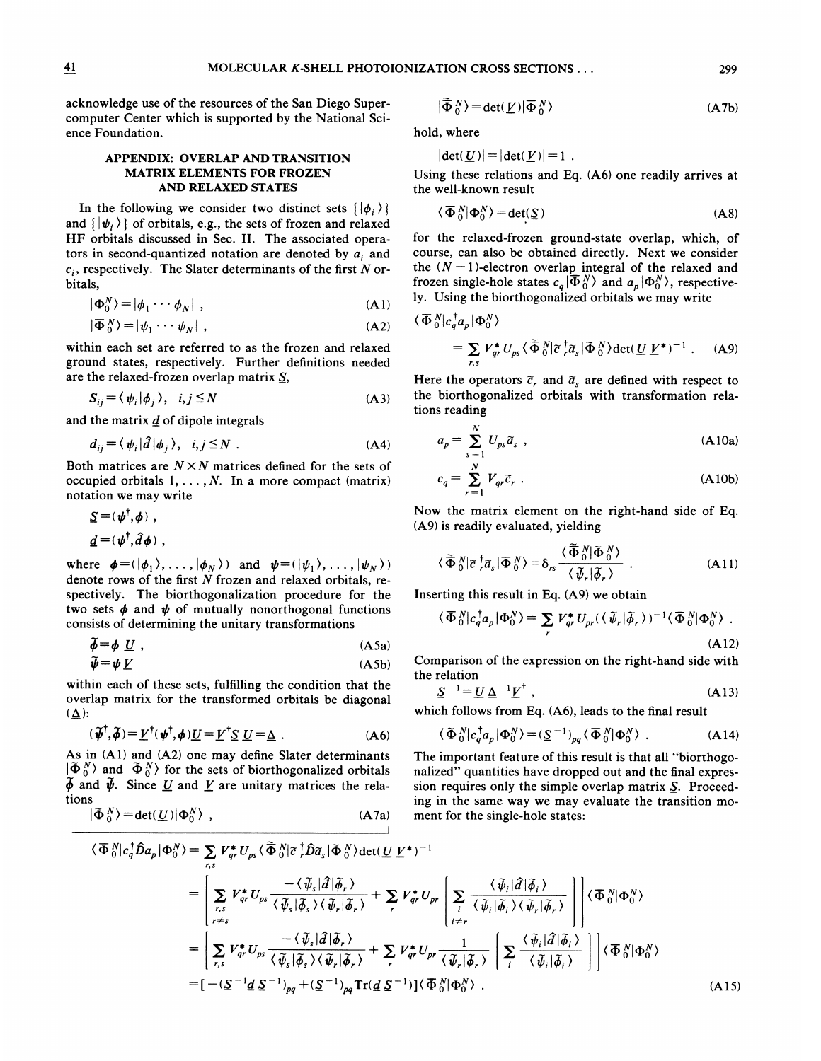acknowledge use of the resources of the San Diego Supercomputer Center which is supported by the National Science Foundation.

## APPENDIX: OVERLAP AND TRANSITION MATRIX ELEMENTS FOR FROZEN AND RELAXED STATES

In the following we consider two distinct sets $\{|\phi_i\rangle\}$ and $\{|\psi_i\rangle\}$ of orbitals, e.g., the sets of frozen and relaxed HF orbitals discussed in Sec. II. The associated operators in second-quantized notation are denoted by $a_i$ and $c_i$, respectively. The Slater determinants of the first $N$ orbitals,

$$|\Phi_0^N\rangle = |\phi_1 \cdots \phi_N| \; , \tag{A1}$$

$$|\overline{\Phi}_0^N\rangle = |\psi_1 \cdots \psi_N| \; , \tag{A2}$$

within each set are referred to as the frozen and relaxed ground states, respectively. Further definitions needed are the relaxed-frozen overlap matrix $\underline{S}$,

$$S_{ij} = \langle \psi_i | \phi_j \rangle, \quad i,j \le N \tag{A3}$$

and the matrix $\underline{d}$ of dipole integrals

$$d_{ij} = \langle \psi_i | \hat{d} | \phi_j \rangle, \quad i,j \le N \; . \tag{A4}$$

Both matrices are $N \times N$ matrices defined for the sets of occupied orbitals $1,\ldots,N$. In a more compact (matrix) notation we may write

$$\underline{S} = (\boldsymbol{\psi}^\dagger, \boldsymbol{\phi}) \; ,$$

$$\underline{d} = (\boldsymbol{\psi}^\dagger, \hat{d}\boldsymbol{\phi}) \; ,$$

where $\boldsymbol{\phi} = (|\phi_1\rangle, \ldots, |\phi_N\rangle)$ and $\boldsymbol{\psi} = (|\psi_1\rangle, \ldots, |\psi_N\rangle)$ denote rows of the first $N$ frozen and relaxed orbitals, respectively. The biorthogonalization procedure for the two sets $\boldsymbol{\phi}$ and $\boldsymbol{\psi}$ of mutually nonorthogonal functions consists of determining the unitary transformations

$$\tilde{\boldsymbol{\phi}} = \boldsymbol{\phi}\, \underline{U} \; , \tag{A5a}$$

$$\tilde{\boldsymbol{\psi}} = \boldsymbol{\psi}\, \underline{V} \tag{A5b}$$

within each of these sets, fulfilling the condition that the overlap matrix for the transformed orbitals be diagonal ($\underline{\Delta}$):

$$(\tilde{\boldsymbol{\psi}}^\dagger, \tilde{\boldsymbol{\phi}}) = \underline{V}^\dagger (\boldsymbol{\psi}^\dagger, \boldsymbol{\phi}) \underline{U} = \underline{V}^\dagger \underline{S}\, \underline{U} = \underline{\Delta} \; . \tag{A6}$$

As in (A1) and (A2) one may define Slater determinants $|\tilde{\Phi}_0^N\rangle$ and $|\tilde{\overline{\Phi}}_0^N\rangle$ for the sets of biorthogonalized orbitals $\tilde{\boldsymbol{\phi}}$ and $\tilde{\boldsymbol{\psi}}$. Since $\underline{U}$ and $\underline{V}$ are unitary matrices the relations

$$|\tilde{\Phi}_0^N\rangle = \det(\underline{U}) |\Phi_0^N\rangle \; , \tag{A7a}$$

$$|\tilde{\overline{\Phi}}_0^N\rangle = \det(\underline{V}) |\overline{\Phi}_0^N\rangle \tag{A7b}$$

hold, where

$$|\det(\underline{U})| = |\det(\underline{V})| = 1 \; .$$

Using these relations and Eq. (A6) one readily arrives at the well-known result

$$\langle \overline{\Phi}_0^N | \Phi_0^N \rangle = \det(\underline{S}) \tag{A8}$$

for the relaxed-frozen ground-state overlap, which, of course, can also be obtained directly. Next we consider the $(N-1)$-electron overlap integral of the relaxed and frozen single-hole states $c_q|\overline{\Phi}_0^N\rangle$ and $a_p|\Phi_0^N\rangle$, respectively. Using the biorthogonalized orbitals we may write

$$\langle \overline{\Phi}_0^N | c_q^\dagger a_p | \Phi_0^N \rangle = \sum_{r,s} V_{qr}^* U_{ps} \langle \tilde{\overline{\Phi}}_0^N | \tilde{c}_r^\dagger \tilde{a}_s | \tilde{\Phi}_0^N \rangle \det(\underline{U}\, \underline{V}^*)^{-1} \; . \tag{A9}$$

Here the operators $\tilde{c}_r$ and $\tilde{a}_s$ are defined with respect to the biorthogonalized orbitals with transformation relations reading

$$a_p = \sum_{s=1}^{N} U_{ps} \tilde{a}_s \; , \tag{A10a}$$

$$c_q = \sum_{r=1}^{N} V_{qr} \tilde{c}_r \; . \tag{A10b}$$

Now the matrix element on the right-hand side of Eq. (A9) is readily evaluated, yielding

$$\langle \tilde{\overline{\Phi}}_0^N | \tilde{c}_r^\dagger \tilde{a}_s | \tilde{\Phi}_0^N \rangle = \delta_{rs} \frac{\langle \tilde{\overline{\Phi}}_0^N | \tilde{\Phi}_0^N \rangle}{\langle \tilde{\psi}_r | \tilde{\phi}_r \rangle} \; . \tag{A11}$$

Inserting this result in Eq. (A9) we obtain

$$\langle \overline{\Phi}_0^N | c_q^\dagger a_p | \Phi_0^N \rangle = \sum_r V_{qr}^* U_{pr} (\langle \tilde{\psi}_r | \tilde{\phi}_r \rangle)^{-1} \langle \overline{\Phi}_0^N | \Phi_0^N \rangle \; . \tag{A12}$$

Comparison of the expression on the right-hand side with the relation

$$\underline{S}^{-1} = \underline{U}\, \underline{\Delta}^{-1} \underline{V}^\dagger \; , \tag{A13}$$

which follows from Eq. (A6), leads to the final result

$$\langle \overline{\Phi}_0^N | c_q^\dagger a_p | \Phi_0^N \rangle = (\underline{S}^{-1})_{pq} \langle \overline{\Phi}_0^N | \Phi_0^N \rangle \; . \tag{A14}$$

The important feature of this result is that all "biorthogonalized" quantities have dropped out and the final expression requires only the simple overlap matrix $\underline{S}$. Proceeding in the same way we may evaluate the transition moment for the single-hole states:

$$
\begin{aligned}
\langle \overline{\Phi}_0^N | c_q^\dagger \hat{D} a_p | \Phi_0^N \rangle &= \sum_{r,s} V_{qr}^* U_{ps} \langle \tilde{\overline{\Phi}}_0^N | \tilde{c}_r^\dagger \hat{D} \tilde{a}_s | \tilde{\Phi}_0^N \rangle \det(\underline{U}\, \underline{V}^*)^{-1} \\
&= \left[ \sum_{\substack{r,s \\ r \ne s}} V_{qr}^* U_{ps} \frac{-\langle \tilde{\psi}_s | \hat{d} | \tilde{\phi}_r \rangle}{\langle \tilde{\psi}_s | \tilde{\phi}_s \rangle \langle \tilde{\psi}_r | \tilde{\phi}_r \rangle} + \sum_r V_{qr}^* U_{pr} \left[ \sum_{\substack{i \\ i \ne r}} \frac{\langle \tilde{\psi}_i | \hat{d} | \tilde{\phi}_i \rangle}{\langle \tilde{\psi}_i | \tilde{\phi}_i \rangle \langle \tilde{\psi}_r | \tilde{\phi}_r \rangle} \right] \right] \langle \overline{\Phi}_0^N | \Phi_0^N \rangle \\
&= \left[ \sum_{r,s} V_{qr}^* U_{ps} \frac{-\langle \tilde{\psi}_s | \hat{d} | \tilde{\phi}_r \rangle}{\langle \tilde{\psi}_s | \tilde{\phi}_s \rangle \langle \tilde{\psi}_r | \tilde{\phi}_r \rangle} + \sum_r V_{qr}^* U_{pr} \frac{1}{\langle \tilde{\psi}_r | \tilde{\phi}_r \rangle} \left[ \sum_i \frac{\langle \tilde{\psi}_i | \hat{d} | \tilde{\phi}_i \rangle}{\langle \tilde{\psi}_i | \tilde{\phi}_i \rangle} \right] \right] \langle \overline{\Phi}_0^N | \Phi_0^N \rangle \\
&= [-(\underline{S}^{-1} \underline{d}\, \underline{S}^{-1})_{pq} + (\underline{S}^{-1})_{pq} \mathrm{Tr}(\underline{d}\, \underline{S}^{-1})] \langle \overline{\Phi}_0^N | \Phi_0^N \rangle \; .
\end{aligned}
\tag{A15}
$$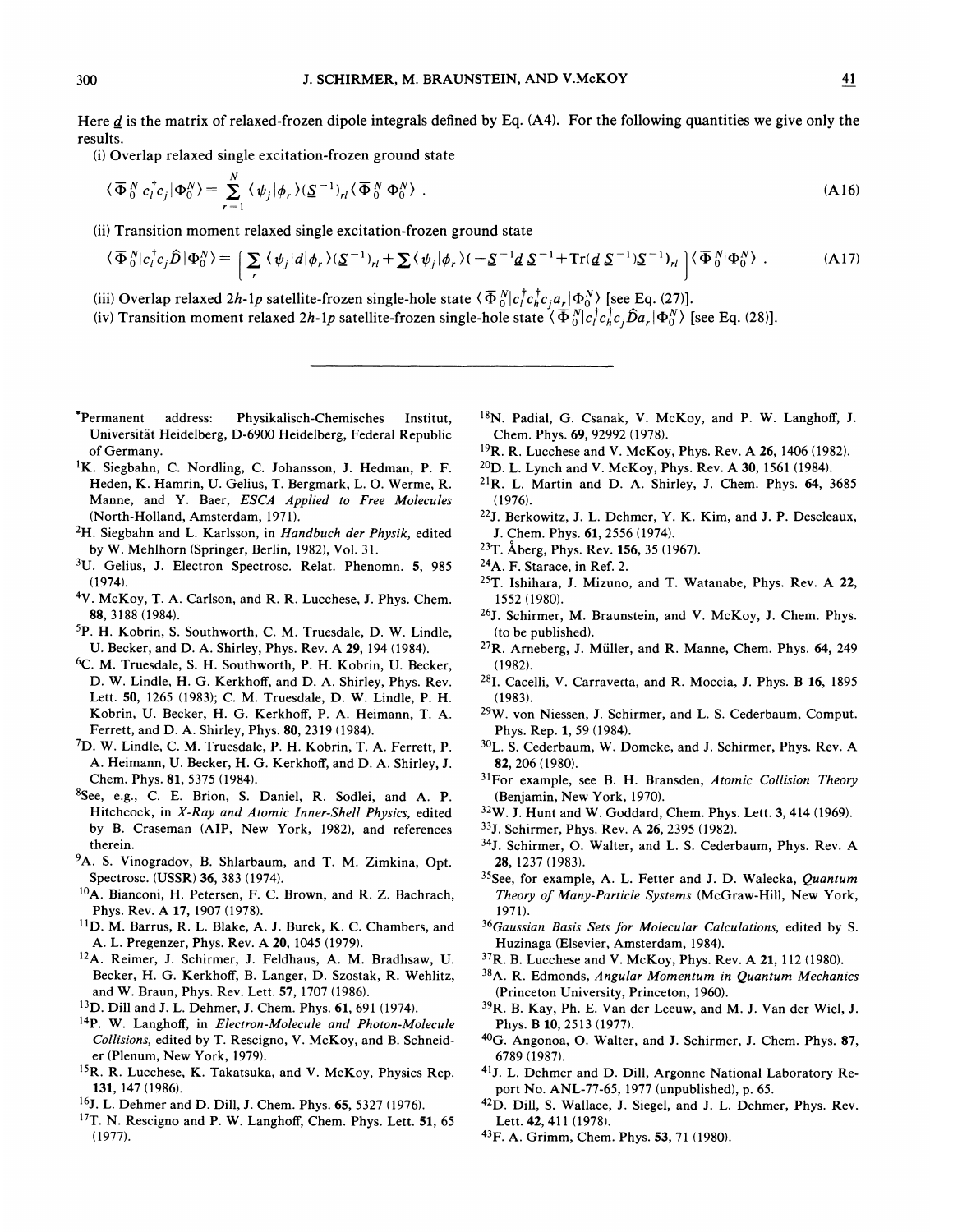Here $\underline{d}$ is the matrix of relaxed-frozen dipole integrals defined by Eq. (A4). For the following quantities we give only the results.

(i) Overlap relaxed single excitation-frozen ground state

$$\langle \overline{\Phi}_0^N | c_l^\dagger c_j | \Phi_0^N \rangle = \sum_{r=1}^{N} \langle \psi_j | \phi_r \rangle (\underline{S}^{-1})_{rl} \langle \overline{\Phi}_0^N | \Phi_0^N \rangle \ . \tag{A16}$$

(ii) Transition moment relaxed single excitation-frozen ground state

$$\langle \overline{\Phi}_0^N | c_l^\dagger c_j \hat{D} | \Phi_0^N \rangle = \left[ \sum_r \langle \psi_j | d | \phi_r \rangle (\underline{S}^{-1})_{rl} + \sum \langle \psi_j | \phi_r \rangle ( -\underline{S}^{-1} \underline{d}\, \underline{S}^{-1} + \mathrm{Tr}(\underline{d}\, \underline{S}^{-1}) \underline{S}^{-1} )_{rl} \right] \langle \overline{\Phi}_0^N | \Phi_0^N \rangle \ . \tag{A17}$$

(iii) Overlap relaxed $2h$-$1p$ satellite-frozen single-hole state $\langle \overline{\Phi}_0^N | c_l^\dagger c_h^\dagger c_j a_r | \Phi_0^N \rangle$ [see Eq. (27)].

(iv) Transition moment relaxed $2h$-$1p$ satellite-frozen single-hole state $\langle \overline{\Phi}_0^N | c_l^\dagger c_h^\dagger c_j \hat{D} a_r | \Phi_0^N \rangle$ [see Eq. (28)].

---

*Permanent address: Physikalisch-Chemisches Institut, Universität Heidelberg, D-6900 Heidelberg, Federal Republic of Germany.

[1] K. Siegbahn, C. Nordling, C. Johansson, J. Hedman, P. F. Heden, K. Hamrin, U. Gelius, T. Bergmark, L. O. Werme, R. Manne, and Y. Baer, *ESCA Applied to Free Molecules* (North-Holland, Amsterdam, 1971).

[2] H. Siegbahn and L. Karlsson, in *Handbuch der Physik,* edited by W. Mehlhorn (Springer, Berlin, 1982), Vol. 31.

[3] U. Gelius, J. Electron Spectrosc. Relat. Phenomn. **5**, 985 (1974).

[4] V. McKoy, T. A. Carlson, and R. R. Lucchese, J. Phys. Chem. **88**, 3188 (1984).

[5] P. H. Kobrin, S. Southworth, C. M. Truesdale, D. W. Lindle, U. Becker, and D. A. Shirley, Phys. Rev. A **29**, 194 (1984).

[6] C. M. Truesdale, S. H. Southworth, P. H. Kobrin, U. Becker, D. W. Lindle, H. G. Kerkhoff, and D. A. Shirley, Phys. Rev. Lett. **50**, 1265 (1983); C. M. Truesdale, D. W. Lindle, P. H. Kobrin, U. Becker, H. G. Kerkhoff, P. A. Heimann, T. A. Ferrett, and D. A. Shirley, Phys. **80**, 2319 (1984).

[7] D. W. Lindle, C. M. Truesdale, P. H. Kobrin, T. A. Ferrett, P. A. Heimann, U. Becker, H. G. Kerkhoff, and D. A. Shirley, J. Chem. Phys. **81**, 5375 (1984).

[8] See, e.g., C. E. Brion, S. Daniel, R. Sodlei, and A. P. Hitchcock, in *X-Ray and Atomic Inner-Shell Physics,* edited by B. Craseman (AIP, New York, 1982), and references therein.

[9] A. S. Vinogradov, B. Shlarbaum, and T. M. Zimkina, Opt. Spectrosc. (USSR) **36**, 383 (1974).

[10] A. Bianconi, H. Petersen, F. C. Brown, and R. Z. Bachrach, Phys. Rev. A **17**, 1907 (1978).

[11] D. M. Barrus, R. L. Blake, A. J. Burek, K. C. Chambers, and A. L. Pregenzer, Phys. Rev. A **20**, 1045 (1979).

[12] A. Reimer, J. Schirmer, J. Feldhaus, A. M. Bradhsaw, U. Becker, H. G. Kerkhoff, B. Langer, D. Szostak, R. Wehlitz, and W. Braun, Phys. Rev. Lett. **57**, 1707 (1986).

[13] D. Dill and J. L. Dehmer, J. Chem. Phys. **61**, 691 (1974).

[14] P. W. Langhoff, in *Electron-Molecule and Photon-Molecule Collisions,* edited by T. Rescigno, V. McKoy, and B. Schneider (Plenum, New York, 1979).

[15] R. R. Lucchese, K. Takatsuka, and V. McKoy, Physics Rep. **131**, 147 (1986).

[16] J. L. Dehmer and D. Dill, J. Chem. Phys. **65**, 5327 (1976).

[17] T. N. Rescigno and P. W. Langhoff, Chem. Phys. Lett. **51**, 65 (1977).

[18] N. Padial, G. Csanak, V. McKoy, and P. W. Langhoff, J. Chem. Phys. **69**, 92992 (1978).

[19] R. R. Lucchese and V. McKoy, Phys. Rev. A **26**, 1406 (1982).

[20] D. L. Lynch and V. McKoy, Phys. Rev. A **30**, 1561 (1984).

[21] R. L. Martin and D. A. Shirley, J. Chem. Phys. **64**, 3685 (1976).

[22] J. Berkowitz, J. L. Dehmer, Y. K. Kim, and J. P. Descleaux, J. Chem. Phys. **61**, 2556 (1974).

[23] T. Åberg, Phys. Rev. **156**, 35 (1967).

[24] A. F. Starace, in Ref. 2.

[25] T. Ishihara, J. Mizuno, and T. Watanabe, Phys. Rev. A **22**, 1552 (1980).

[26] J. Schirmer, M. Braunstein, and V. McKoy, J. Chem. Phys. (to be published).

[27] R. Arneberg, J. Müller, and R. Manne, Chem. Phys. **64**, 249 (1982).

[28] I. Cacelli, V. Carravetta, and R. Moccia, J. Phys. B **16**, 1895 (1983).

[29] W. von Niessen, J. Schirmer, and L. S. Cederbaum, Comput. Phys. Rep. **1**, 59 (1984).

[30] L. S. Cederbaum, W. Domcke, and J. Schirmer, Phys. Rev. A **82**, 206 (1980).

[31] For example, see B. H. Bransden, *Atomic Collision Theory* (Benjamin, New York, 1970).

[32] W. J. Hunt and W. Goddard, Chem. Phys. Lett. **3**, 414 (1969).

[33] J. Schirmer, Phys. Rev. A **26**, 2395 (1982).

[34] J. Schirmer, O. Walter, and L. S. Cederbaum, Phys. Rev. A **28**, 1237 (1983).

[35] See, for example, A. L. Fetter and J. D. Walecka, *Quantum Theory of Many-Particle Systems* (McGraw-Hill, New York, 1971).

[36] *Gaussian Basis Sets for Molecular Calculations,* edited by S. Huzinaga (Elsevier, Amsterdam, 1984).

[37] R. B. Lucchese and V. McKoy, Phys. Rev. A **21**, 112 (1980).

[38] A. R. Edmonds, *Angular Momentum in Quantum Mechanics* (Princeton University, Princeton, 1960).

[39] R. B. Kay, Ph. E. Van der Leeuw, and M. J. Van der Wiel, J. Phys. B **10**, 2513 (1977).

[40] G. Angonoa, O. Walter, and J. Schirmer, J. Chem. Phys. **87**, 6789 (1987).

[41] J. L. Dehmer and D. Dill, Argonne National Laboratory Report No. ANL-77-65, 1977 (unpublished), p. 65.

[42] D. Dill, S. Wallace, J. Siegel, and J. L. Dehmer, Phys. Rev. Lett. **42**, 411 (1978).

[43] F. A. Grimm, Chem. Phys. **53**, 71 (1980).